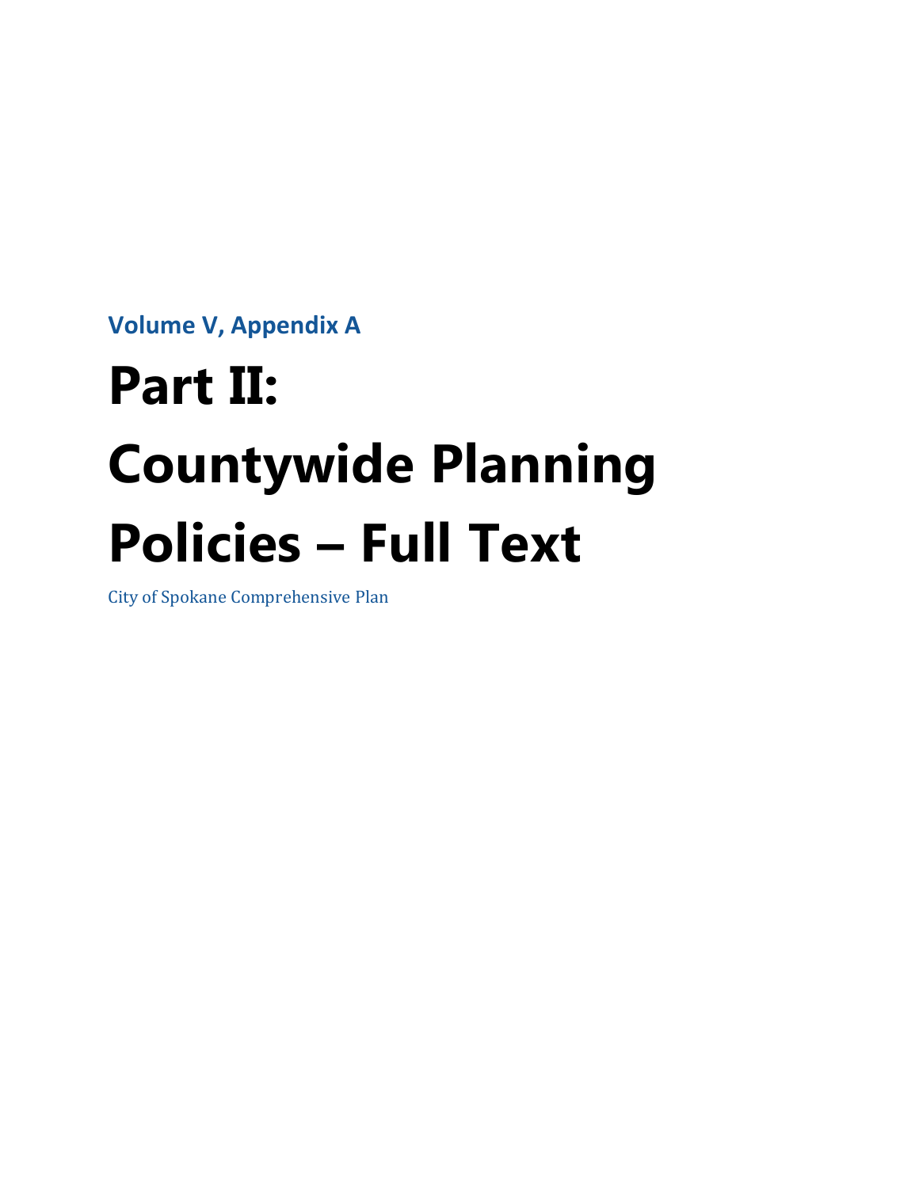**Volume V, Appendix A**

# Part II: Countywide Planning Policies – Full Text

City of Spokane Comprehensive Plan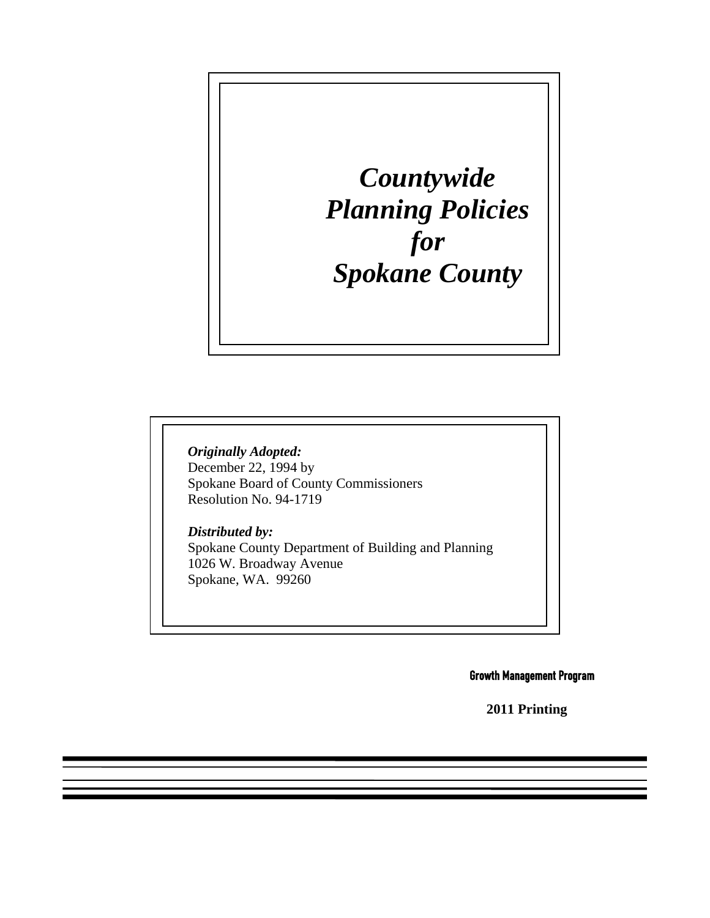# *Countywide Planning Policies for Spokane County*

***Originally Adopted:***
December 22, 1994 by
Spokane Board of County Commissioners
Resolution No. 94-1719

***Distributed by:***
Spokane County Department of Building and Planning
1026 W. Broadway Avenue
Spokane, WA. 99260

**Growth Management Program**

**2011 Printing**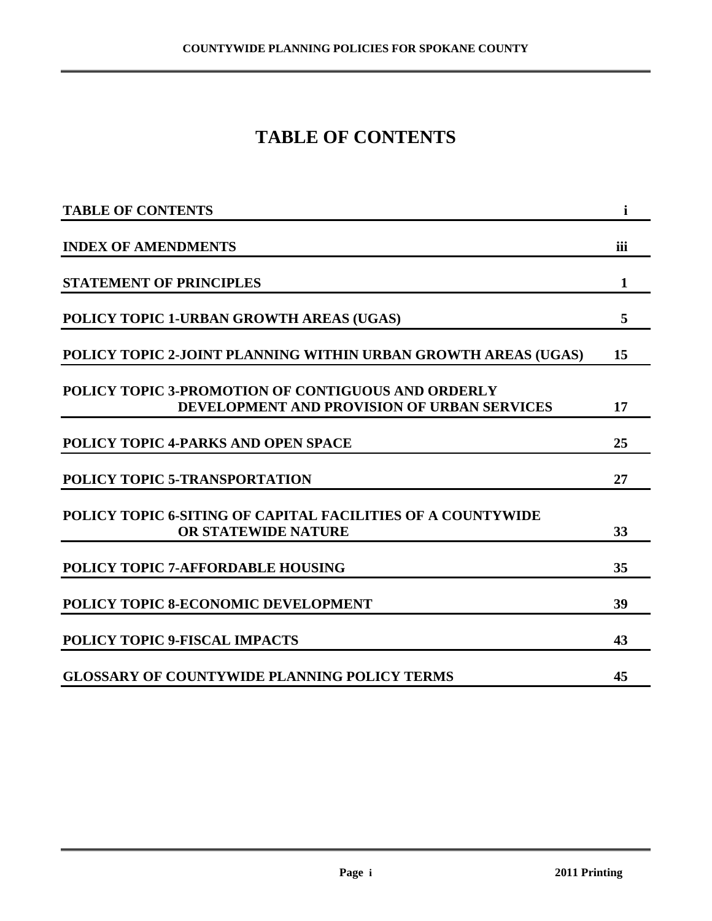# TABLE OF CONTENTS

| | |
|---|---|
| **TABLE OF CONTENTS** | **i** |
| **INDEX OF AMENDMENTS** | **iii** |
| **STATEMENT OF PRINCIPLES** | **1** |
| **POLICY TOPIC 1-URBAN GROWTH AREAS (UGAS)** | **5** |
| **POLICY TOPIC 2-JOINT PLANNING WITHIN URBAN GROWTH AREAS (UGAS)** | **15** |
| **POLICY TOPIC 3-PROMOTION OF CONTIGUOUS AND ORDERLY DEVELOPMENT AND PROVISION OF URBAN SERVICES** | **17** |
| **POLICY TOPIC 4-PARKS AND OPEN SPACE** | **25** |
| **POLICY TOPIC 5-TRANSPORTATION** | **27** |
| **POLICY TOPIC 6-SITING OF CAPITAL FACILITIES OF A COUNTYWIDE OR STATEWIDE NATURE** | **33** |
| **POLICY TOPIC 7-AFFORDABLE HOUSING** | **35** |
| **POLICY TOPIC 8-ECONOMIC DEVELOPMENT** | **39** |
| **POLICY TOPIC 9-FISCAL IMPACTS** | **43** |
| **GLOSSARY OF COUNTYWIDE PLANNING POLICY TERMS** | **45** |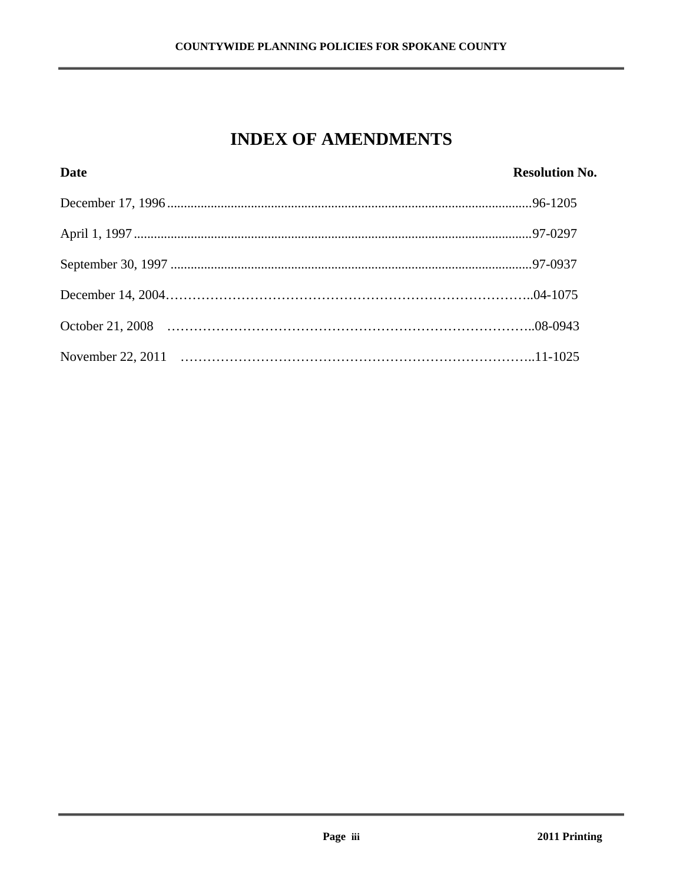# INDEX OF AMENDMENTS

| Date | Resolution No. |
|---|---|
| December 17, 1996 | 96-1205 |
| April 1, 1997 | 97-0297 |
| September 30, 1997 | 97-0937 |
| December 14, 2004 | 04-1075 |
| October 21, 2008 | 08-0943 |
| November 22, 2011 | 11-1025 |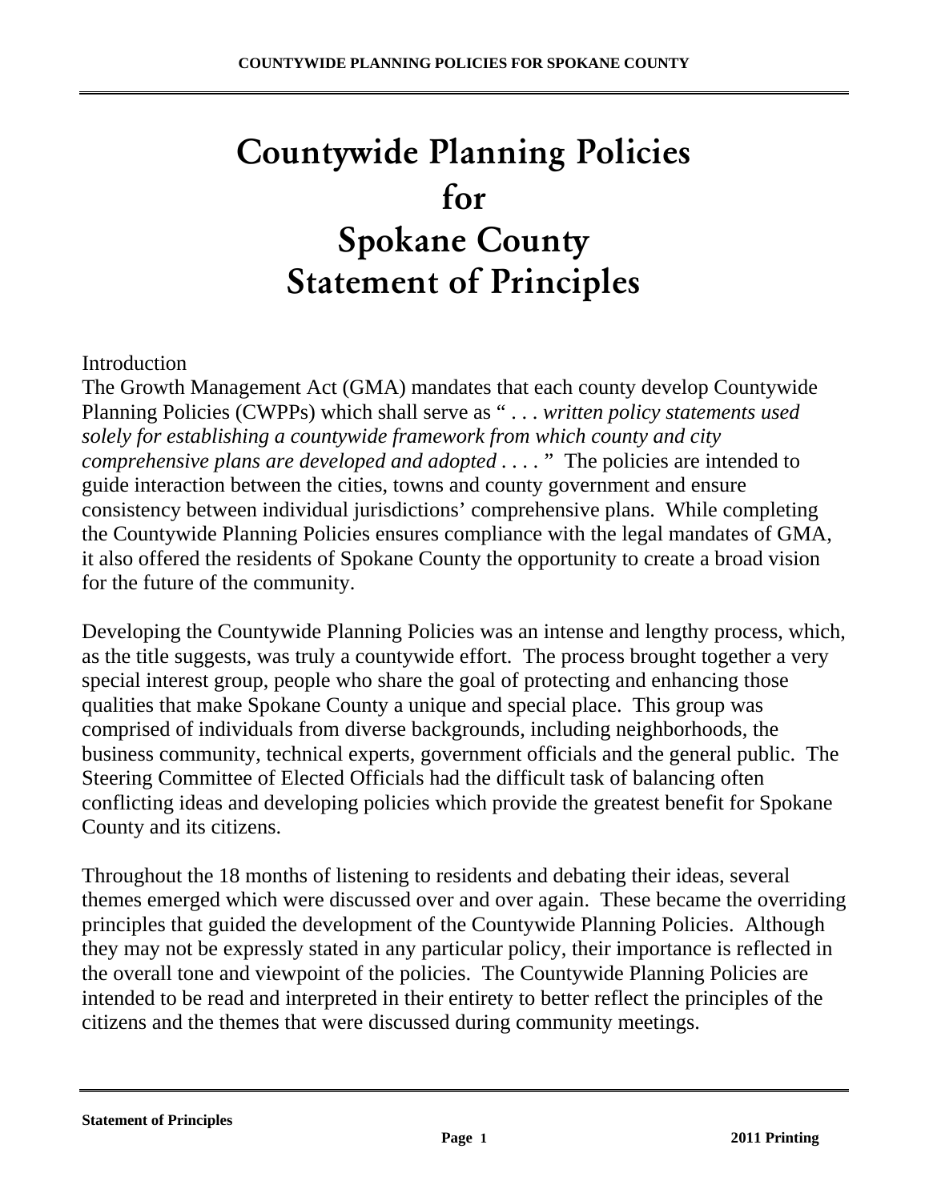# Countywide Planning Policies for Spokane County Statement of Principles

Introduction

The Growth Management Act (GMA) mandates that each county develop Countywide Planning Policies (CWPPs) which shall serve as " . . . *written policy statements used solely for establishing a countywide framework from which county and city comprehensive plans are developed and adopted* . . . . " The policies are intended to guide interaction between the cities, towns and county government and ensure consistency between individual jurisdictions' comprehensive plans. While completing the Countywide Planning Policies ensures compliance with the legal mandates of GMA, it also offered the residents of Spokane County the opportunity to create a broad vision for the future of the community.

Developing the Countywide Planning Policies was an intense and lengthy process, which, as the title suggests, was truly a countywide effort. The process brought together a very special interest group, people who share the goal of protecting and enhancing those qualities that make Spokane County a unique and special place. This group was comprised of individuals from diverse backgrounds, including neighborhoods, the business community, technical experts, government officials and the general public. The Steering Committee of Elected Officials had the difficult task of balancing often conflicting ideas and developing policies which provide the greatest benefit for Spokane County and its citizens.

Throughout the 18 months of listening to residents and debating their ideas, several themes emerged which were discussed over and over again. These became the overriding principles that guided the development of the Countywide Planning Policies. Although they may not be expressly stated in any particular policy, their importance is reflected in the overall tone and viewpoint of the policies. The Countywide Planning Policies are intended to be read and interpreted in their entirety to better reflect the principles of the citizens and the themes that were discussed during community meetings.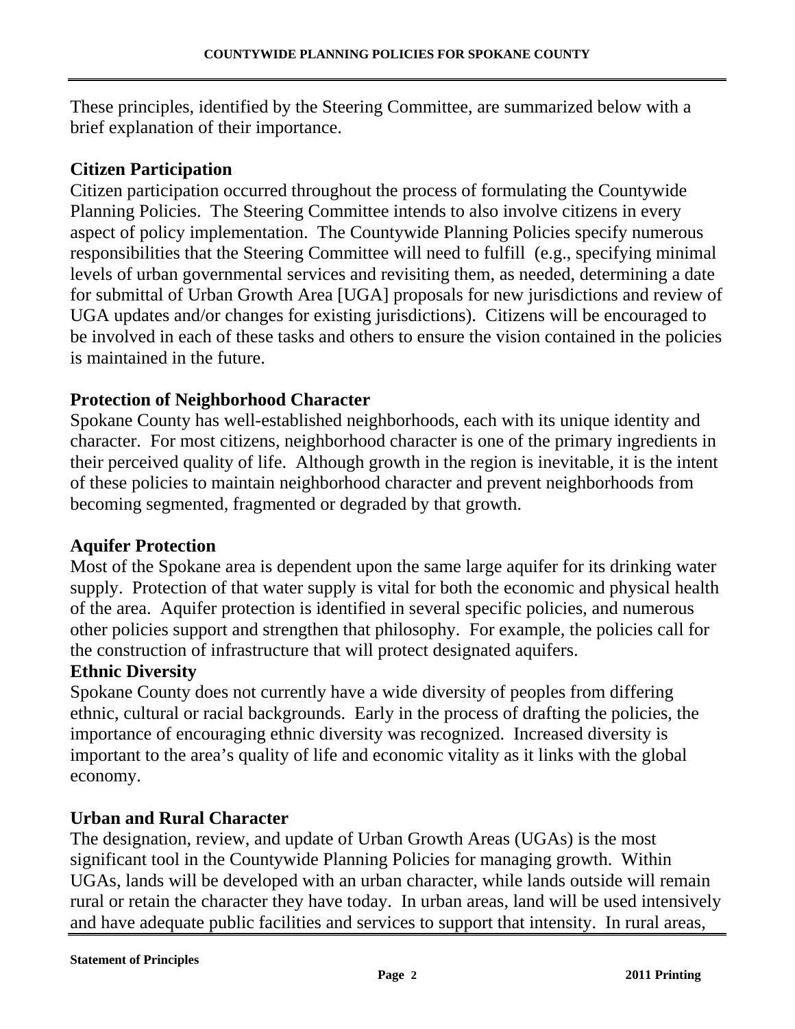These principles, identified by the Steering Committee, are summarized below with a brief explanation of their importance.

**Citizen Participation**

Citizen participation occurred throughout the process of formulating the Countywide Planning Policies. The Steering Committee intends to also involve citizens in every aspect of policy implementation. The Countywide Planning Policies specify numerous responsibilities that the Steering Committee will need to fulfill (e.g., specifying minimal levels of urban governmental services and revisiting them, as needed, determining a date for submittal of Urban Growth Area [UGA] proposals for new jurisdictions and review of UGA updates and/or changes for existing jurisdictions). Citizens will be encouraged to be involved in each of these tasks and others to ensure the vision contained in the policies is maintained in the future.

**Protection of Neighborhood Character**

Spokane County has well-established neighborhoods, each with its unique identity and character. For most citizens, neighborhood character is one of the primary ingredients in their perceived quality of life. Although growth in the region is inevitable, it is the intent of these policies to maintain neighborhood character and prevent neighborhoods from becoming segmented, fragmented or degraded by that growth.

**Aquifer Protection**

Most of the Spokane area is dependent upon the same large aquifer for its drinking water supply. Protection of that water supply is vital for both the economic and physical health of the area. Aquifer protection is identified in several specific policies, and numerous other policies support and strengthen that philosophy. For example, the policies call for the construction of infrastructure that will protect designated aquifers.

**Ethnic Diversity**

Spokane County does not currently have a wide diversity of peoples from differing ethnic, cultural or racial backgrounds. Early in the process of drafting the policies, the importance of encouraging ethnic diversity was recognized. Increased diversity is important to the area's quality of life and economic vitality as it links with the global economy.

**Urban and Rural Character**

The designation, review, and update of Urban Growth Areas (UGAs) is the most significant tool in the Countywide Planning Policies for managing growth. Within UGAs, lands will be developed with an urban character, while lands outside will remain rural or retain the character they have today. In urban areas, land will be used intensively and have adequate public facilities and services to support that intensity. In rural areas,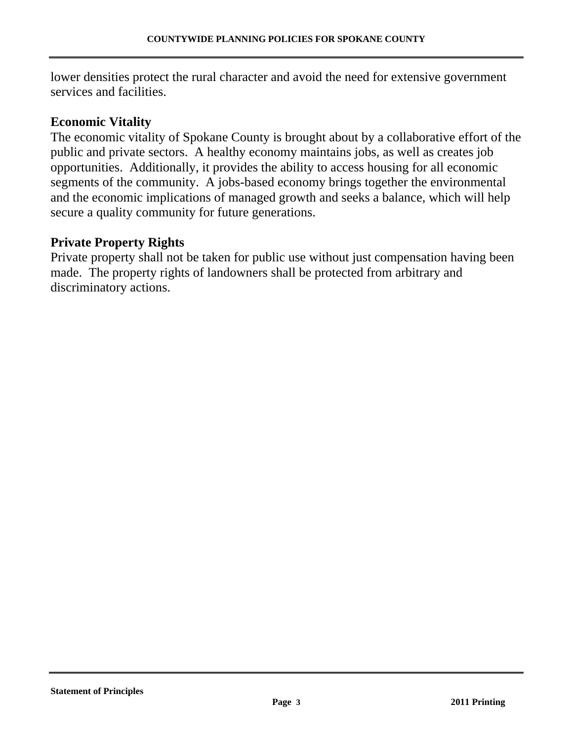lower densities protect the rural character and avoid the need for extensive government services and facilities.

**Economic Vitality**

The economic vitality of Spokane County is brought about by a collaborative effort of the public and private sectors.  A healthy economy maintains jobs, as well as creates job opportunities.  Additionally, it provides the ability to access housing for all economic segments of the community.  A jobs-based economy brings together the environmental and the economic implications of managed growth and seeks a balance, which will help secure a quality community for future generations.

**Private Property Rights**

Private property shall not be taken for public use without just compensation having been made.  The property rights of landowners shall be protected from arbitrary and discriminatory actions.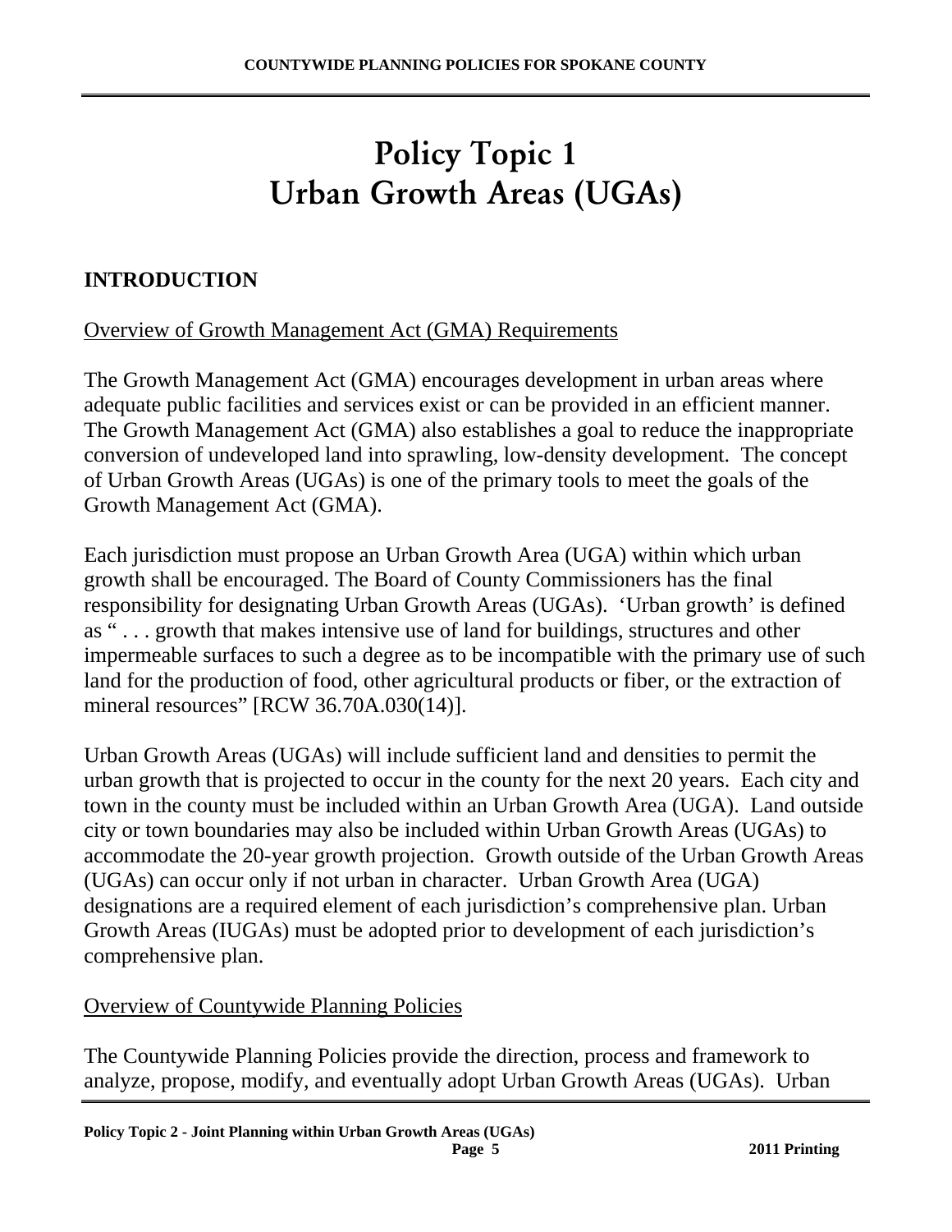# Policy Topic 1
# Urban Growth Areas (UGAs)

## INTRODUCTION

Overview of Growth Management Act (GMA) Requirements

The Growth Management Act (GMA) encourages development in urban areas where adequate public facilities and services exist or can be provided in an efficient manner. The Growth Management Act (GMA) also establishes a goal to reduce the inappropriate conversion of undeveloped land into sprawling, low-density development. The concept of Urban Growth Areas (UGAs) is one of the primary tools to meet the goals of the Growth Management Act (GMA).

Each jurisdiction must propose an Urban Growth Area (UGA) within which urban growth shall be encouraged. The Board of County Commissioners has the final responsibility for designating Urban Growth Areas (UGAs). 'Urban growth' is defined as " . . . growth that makes intensive use of land for buildings, structures and other impermeable surfaces to such a degree as to be incompatible with the primary use of such land for the production of food, other agricultural products or fiber, or the extraction of mineral resources" [RCW 36.70A.030(14)].

Urban Growth Areas (UGAs) will include sufficient land and densities to permit the urban growth that is projected to occur in the county for the next 20 years. Each city and town in the county must be included within an Urban Growth Area (UGA). Land outside city or town boundaries may also be included within Urban Growth Areas (UGAs) to accommodate the 20-year growth projection. Growth outside of the Urban Growth Areas (UGAs) can occur only if not urban in character. Urban Growth Area (UGA) designations are a required element of each jurisdiction's comprehensive plan. Urban Growth Areas (IUGAs) must be adopted prior to development of each jurisdiction's comprehensive plan.

Overview of Countywide Planning Policies

The Countywide Planning Policies provide the direction, process and framework to analyze, propose, modify, and eventually adopt Urban Growth Areas (UGAs). Urban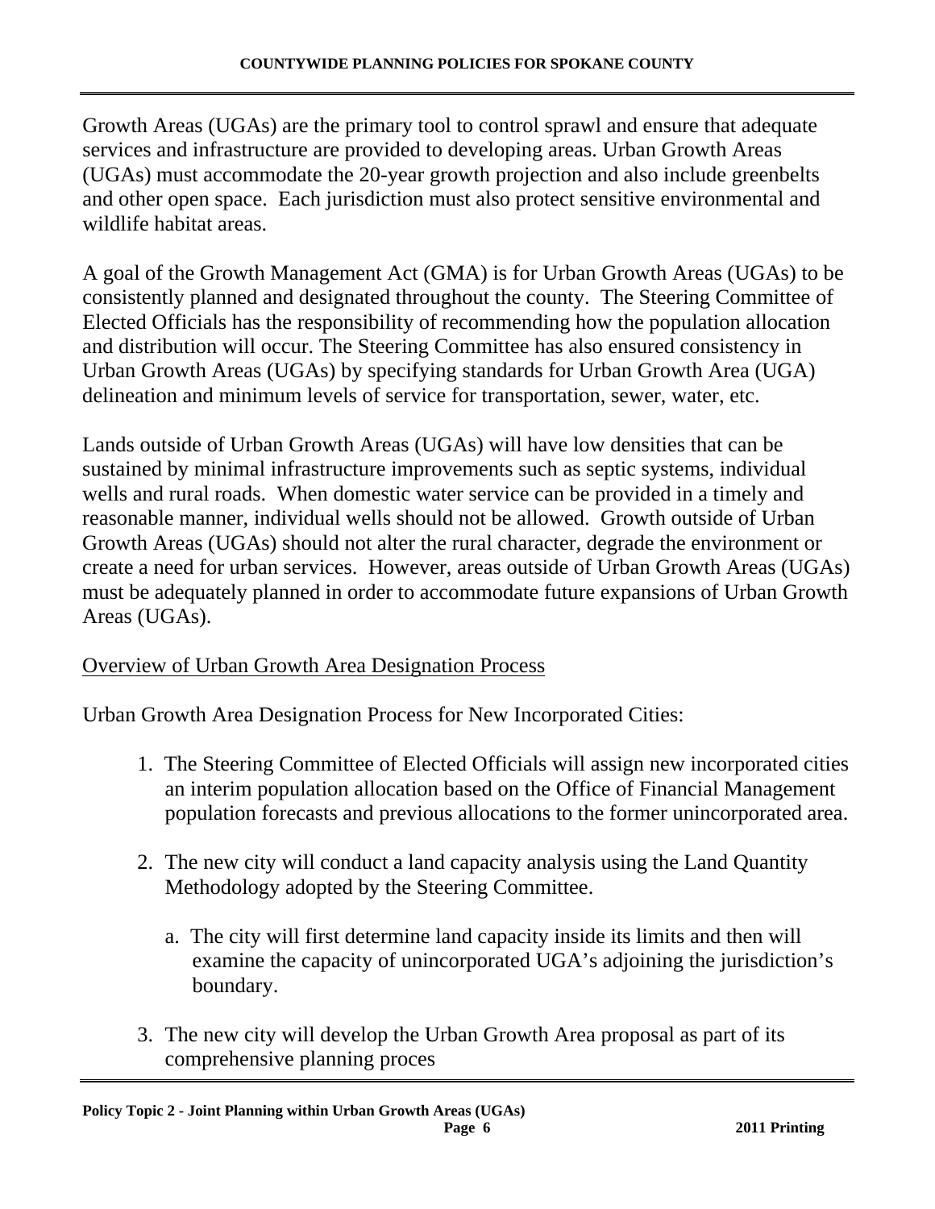Growth Areas (UGAs) are the primary tool to control sprawl and ensure that adequate services and infrastructure are provided to developing areas. Urban Growth Areas (UGAs) must accommodate the 20-year growth projection and also include greenbelts and other open space. Each jurisdiction must also protect sensitive environmental and wildlife habitat areas.

A goal of the Growth Management Act (GMA) is for Urban Growth Areas (UGAs) to be consistently planned and designated throughout the county. The Steering Committee of Elected Officials has the responsibility of recommending how the population allocation and distribution will occur. The Steering Committee has also ensured consistency in Urban Growth Areas (UGAs) by specifying standards for Urban Growth Area (UGA) delineation and minimum levels of service for transportation, sewer, water, etc.

Lands outside of Urban Growth Areas (UGAs) will have low densities that can be sustained by minimal infrastructure improvements such as septic systems, individual wells and rural roads. When domestic water service can be provided in a timely and reasonable manner, individual wells should not be allowed. Growth outside of Urban Growth Areas (UGAs) should not alter the rural character, degrade the environment or create a need for urban services. However, areas outside of Urban Growth Areas (UGAs) must be adequately planned in order to accommodate future expansions of Urban Growth Areas (UGAs).

Overview of Urban Growth Area Designation Process

Urban Growth Area Designation Process for New Incorporated Cities:

1. The Steering Committee of Elected Officials will assign new incorporated cities an interim population allocation based on the Office of Financial Management population forecasts and previous allocations to the former unincorporated area.

2. The new city will conduct a land capacity analysis using the Land Quantity Methodology adopted by the Steering Committee.

   a. The city will first determine land capacity inside its limits and then will examine the capacity of unincorporated UGA's adjoining the jurisdiction's boundary.

3. The new city will develop the Urban Growth Area proposal as part of its comprehensive planning proces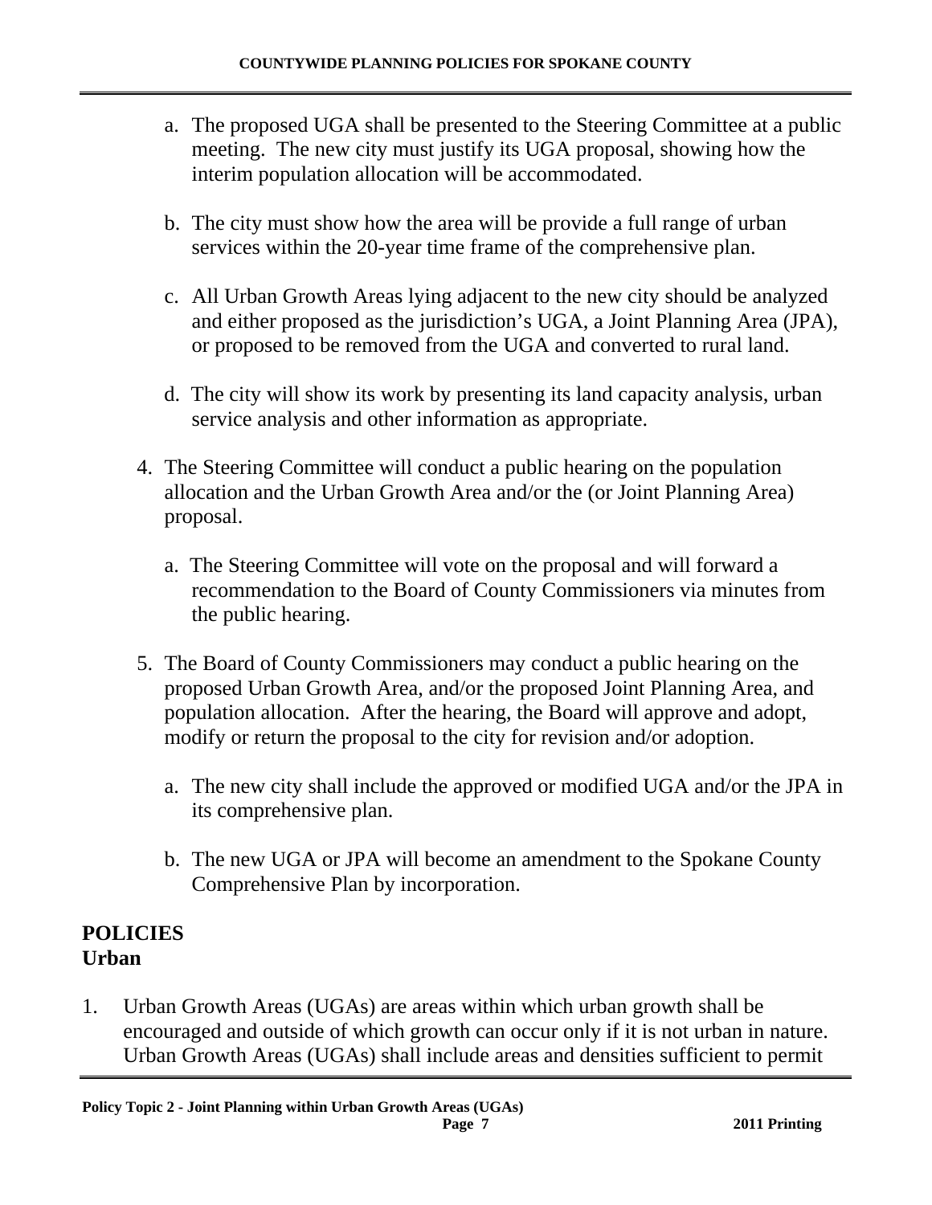a. The proposed UGA shall be presented to the Steering Committee at a public meeting. The new city must justify its UGA proposal, showing how the interim population allocation will be accommodated.

b. The city must show how the area will be provide a full range of urban services within the 20-year time frame of the comprehensive plan.

c. All Urban Growth Areas lying adjacent to the new city should be analyzed and either proposed as the jurisdiction's UGA, a Joint Planning Area (JPA), or proposed to be removed from the UGA and converted to rural land.

d. The city will show its work by presenting its land capacity analysis, urban service analysis and other information as appropriate.

4. The Steering Committee will conduct a public hearing on the population allocation and the Urban Growth Area and/or the (or Joint Planning Area) proposal.

   a. The Steering Committee will vote on the proposal and will forward a recommendation to the Board of County Commissioners via minutes from the public hearing.

5. The Board of County Commissioners may conduct a public hearing on the proposed Urban Growth Area, and/or the proposed Joint Planning Area, and population allocation. After the hearing, the Board will approve and adopt, modify or return the proposal to the city for revision and/or adoption.

   a. The new city shall include the approved or modified UGA and/or the JPA in its comprehensive plan.

   b. The new UGA or JPA will become an amendment to the Spokane County Comprehensive Plan by incorporation.

**POLICIES**
**Urban**

1. Urban Growth Areas (UGAs) are areas within which urban growth shall be encouraged and outside of which growth can occur only if it is not urban in nature. Urban Growth Areas (UGAs) shall include areas and densities sufficient to permit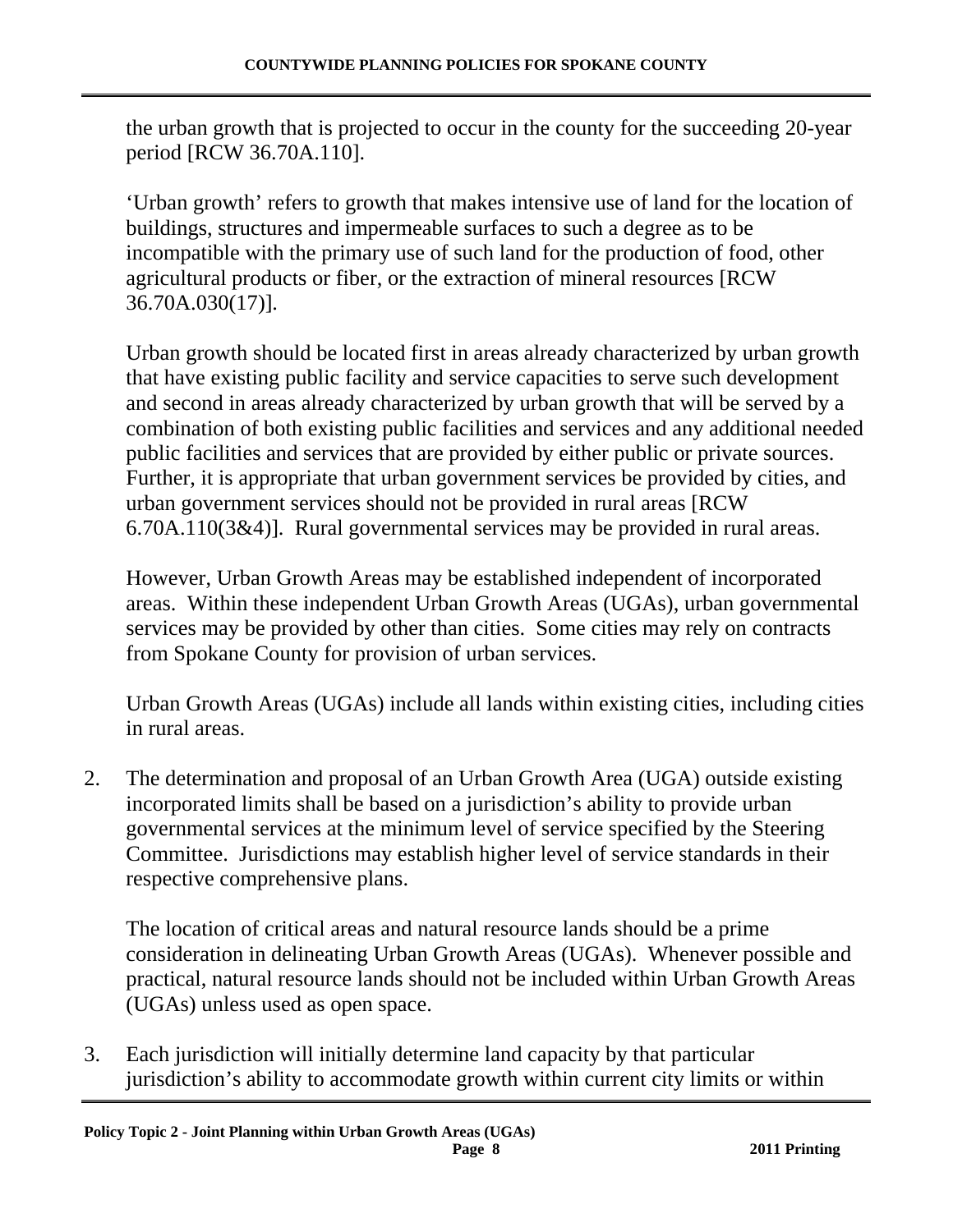the urban growth that is projected to occur in the county for the succeeding 20-year period [RCW 36.70A.110].

'Urban growth' refers to growth that makes intensive use of land for the location of buildings, structures and impermeable surfaces to such a degree as to be incompatible with the primary use of such land for the production of food, other agricultural products or fiber, or the extraction of mineral resources [RCW 36.70A.030(17)].

Urban growth should be located first in areas already characterized by urban growth that have existing public facility and service capacities to serve such development and second in areas already characterized by urban growth that will be served by a combination of both existing public facilities and services and any additional needed public facilities and services that are provided by either public or private sources. Further, it is appropriate that urban government services be provided by cities, and urban government services should not be provided in rural areas [RCW 6.70A.110(3&4)]. Rural governmental services may be provided in rural areas.

However, Urban Growth Areas may be established independent of incorporated areas. Within these independent Urban Growth Areas (UGAs), urban governmental services may be provided by other than cities. Some cities may rely on contracts from Spokane County for provision of urban services.

Urban Growth Areas (UGAs) include all lands within existing cities, including cities in rural areas.

2. The determination and proposal of an Urban Growth Area (UGA) outside existing incorporated limits shall be based on a jurisdiction's ability to provide urban governmental services at the minimum level of service specified by the Steering Committee. Jurisdictions may establish higher level of service standards in their respective comprehensive plans.

   The location of critical areas and natural resource lands should be a prime consideration in delineating Urban Growth Areas (UGAs). Whenever possible and practical, natural resource lands should not be included within Urban Growth Areas (UGAs) unless used as open space.

3. Each jurisdiction will initially determine land capacity by that particular jurisdiction's ability to accommodate growth within current city limits or within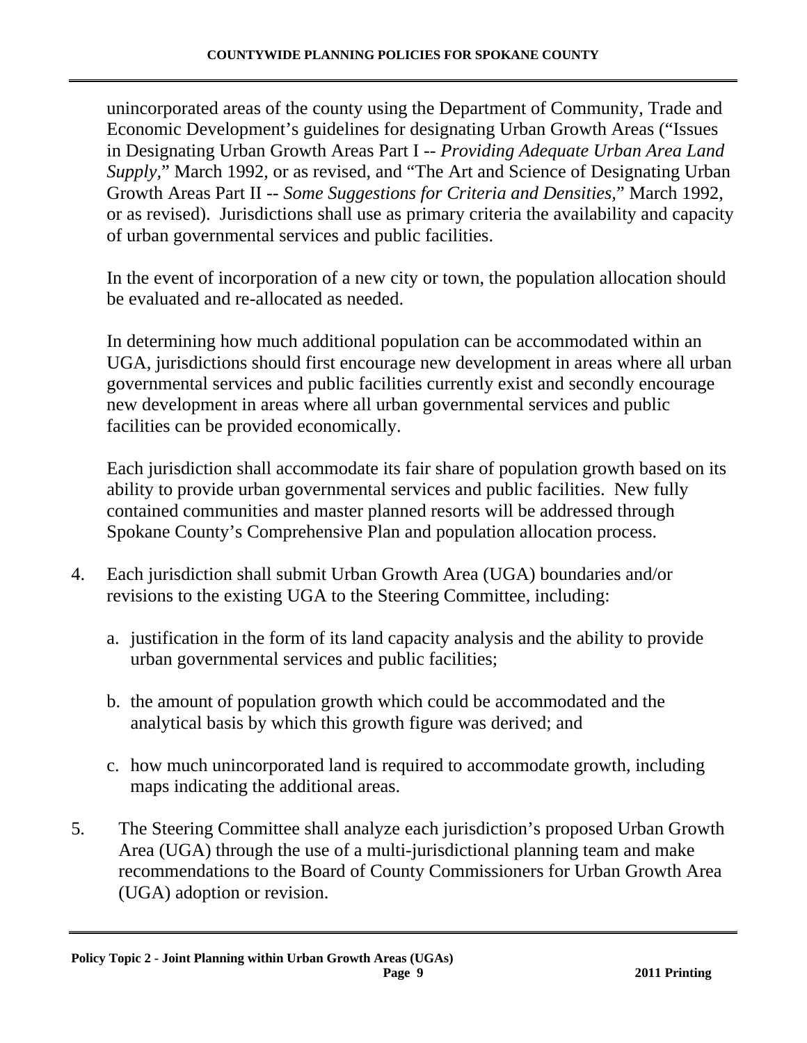unincorporated areas of the county using the Department of Community, Trade and Economic Development's guidelines for designating Urban Growth Areas ("Issues in Designating Urban Growth Areas Part I -- *Providing Adequate Urban Area Land Supply,*" March 1992, or as revised, and "The Art and Science of Designating Urban Growth Areas Part II -- *Some Suggestions for Criteria and Densities,*" March 1992, or as revised). Jurisdictions shall use as primary criteria the availability and capacity of urban governmental services and public facilities.

In the event of incorporation of a new city or town, the population allocation should be evaluated and re-allocated as needed.

In determining how much additional population can be accommodated within an UGA, jurisdictions should first encourage new development in areas where all urban governmental services and public facilities currently exist and secondly encourage new development in areas where all urban governmental services and public facilities can be provided economically.

Each jurisdiction shall accommodate its fair share of population growth based on its ability to provide urban governmental services and public facilities. New fully contained communities and master planned resorts will be addressed through Spokane County's Comprehensive Plan and population allocation process.

4. Each jurisdiction shall submit Urban Growth Area (UGA) boundaries and/or revisions to the existing UGA to the Steering Committee, including:

   a. justification in the form of its land capacity analysis and the ability to provide urban governmental services and public facilities;

   b. the amount of population growth which could be accommodated and the analytical basis by which this growth figure was derived; and

   c. how much unincorporated land is required to accommodate growth, including maps indicating the additional areas.

5. The Steering Committee shall analyze each jurisdiction's proposed Urban Growth Area (UGA) through the use of a multi-jurisdictional planning team and make recommendations to the Board of County Commissioners for Urban Growth Area (UGA) adoption or revision.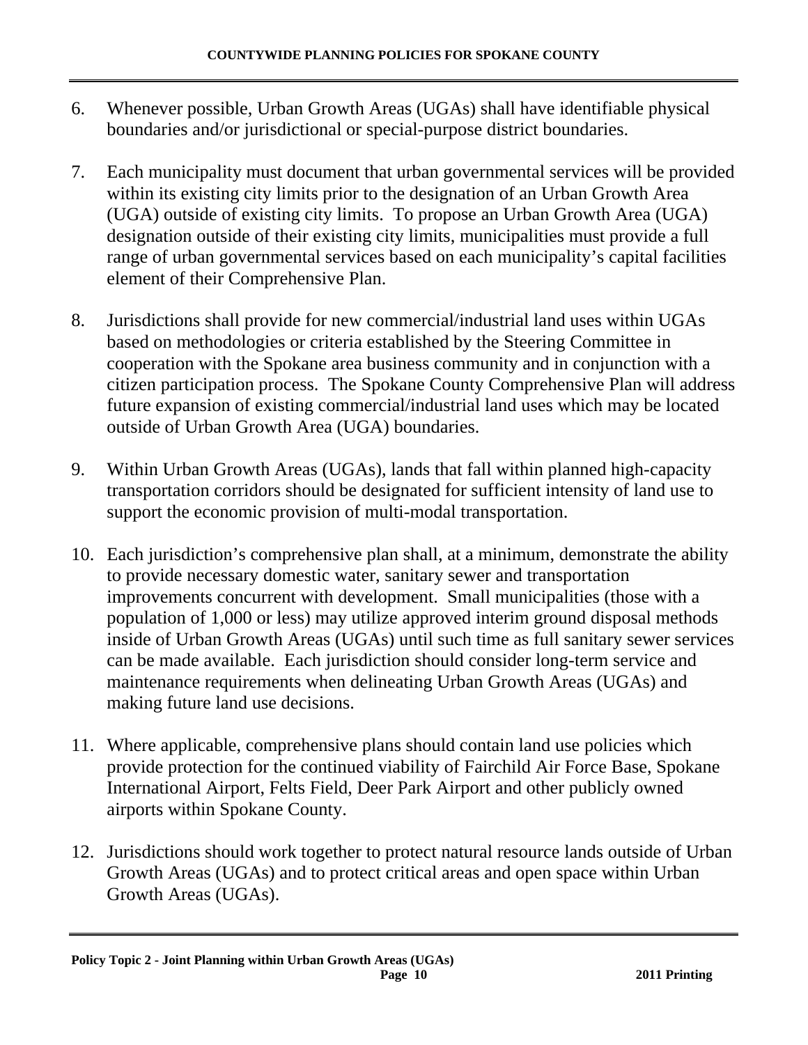6. Whenever possible, Urban Growth Areas (UGAs) shall have identifiable physical boundaries and/or jurisdictional or special-purpose district boundaries.

7. Each municipality must document that urban governmental services will be provided within its existing city limits prior to the designation of an Urban Growth Area (UGA) outside of existing city limits. To propose an Urban Growth Area (UGA) designation outside of their existing city limits, municipalities must provide a full range of urban governmental services based on each municipality's capital facilities element of their Comprehensive Plan.

8. Jurisdictions shall provide for new commercial/industrial land uses within UGAs based on methodologies or criteria established by the Steering Committee in cooperation with the Spokane area business community and in conjunction with a citizen participation process. The Spokane County Comprehensive Plan will address future expansion of existing commercial/industrial land uses which may be located outside of Urban Growth Area (UGA) boundaries.

9. Within Urban Growth Areas (UGAs), lands that fall within planned high-capacity transportation corridors should be designated for sufficient intensity of land use to support the economic provision of multi-modal transportation.

10. Each jurisdiction's comprehensive plan shall, at a minimum, demonstrate the ability to provide necessary domestic water, sanitary sewer and transportation improvements concurrent with development. Small municipalities (those with a population of 1,000 or less) may utilize approved interim ground disposal methods inside of Urban Growth Areas (UGAs) until such time as full sanitary sewer services can be made available. Each jurisdiction should consider long-term service and maintenance requirements when delineating Urban Growth Areas (UGAs) and making future land use decisions.

11. Where applicable, comprehensive plans should contain land use policies which provide protection for the continued viability of Fairchild Air Force Base, Spokane International Airport, Felts Field, Deer Park Airport and other publicly owned airports within Spokane County.

12. Jurisdictions should work together to protect natural resource lands outside of Urban Growth Areas (UGAs) and to protect critical areas and open space within Urban Growth Areas (UGAs).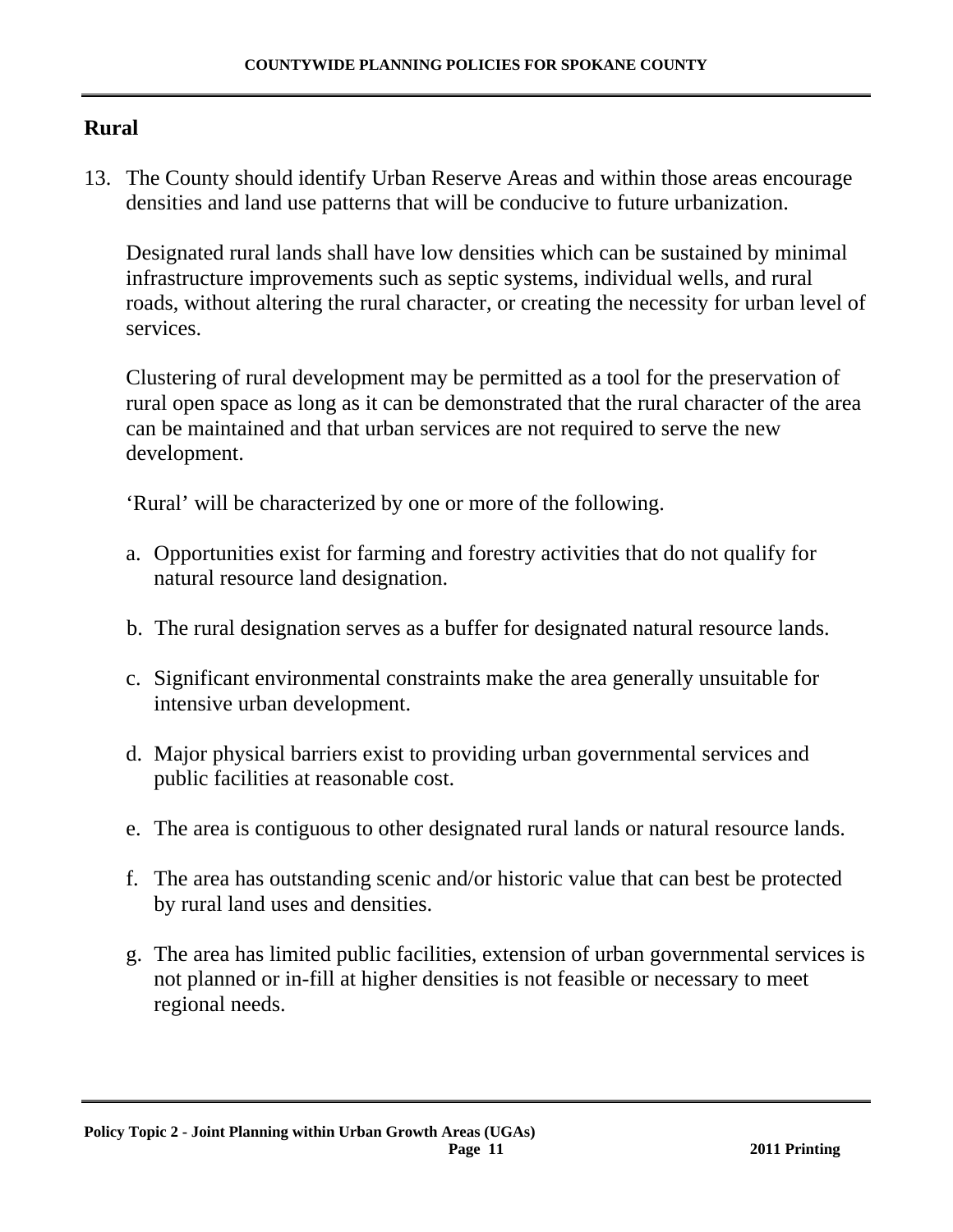## Rural

13. The County should identify Urban Reserve Areas and within those areas encourage densities and land use patterns that will be conducive to future urbanization.

    Designated rural lands shall have low densities which can be sustained by minimal infrastructure improvements such as septic systems, individual wells, and rural roads, without altering the rural character, or creating the necessity for urban level of services.

    Clustering of rural development may be permitted as a tool for the preservation of rural open space as long as it can be demonstrated that the rural character of the area can be maintained and that urban services are not required to serve the new development.

    'Rural' will be characterized by one or more of the following.

    a. Opportunities exist for farming and forestry activities that do not qualify for natural resource land designation.

    b. The rural designation serves as a buffer for designated natural resource lands.

    c. Significant environmental constraints make the area generally unsuitable for intensive urban development.

    d. Major physical barriers exist to providing urban governmental services and public facilities at reasonable cost.

    e. The area is contiguous to other designated rural lands or natural resource lands.

    f. The area has outstanding scenic and/or historic value that can best be protected by rural land uses and densities.

    g. The area has limited public facilities, extension of urban governmental services is not planned or in-fill at higher densities is not feasible or necessary to meet regional needs.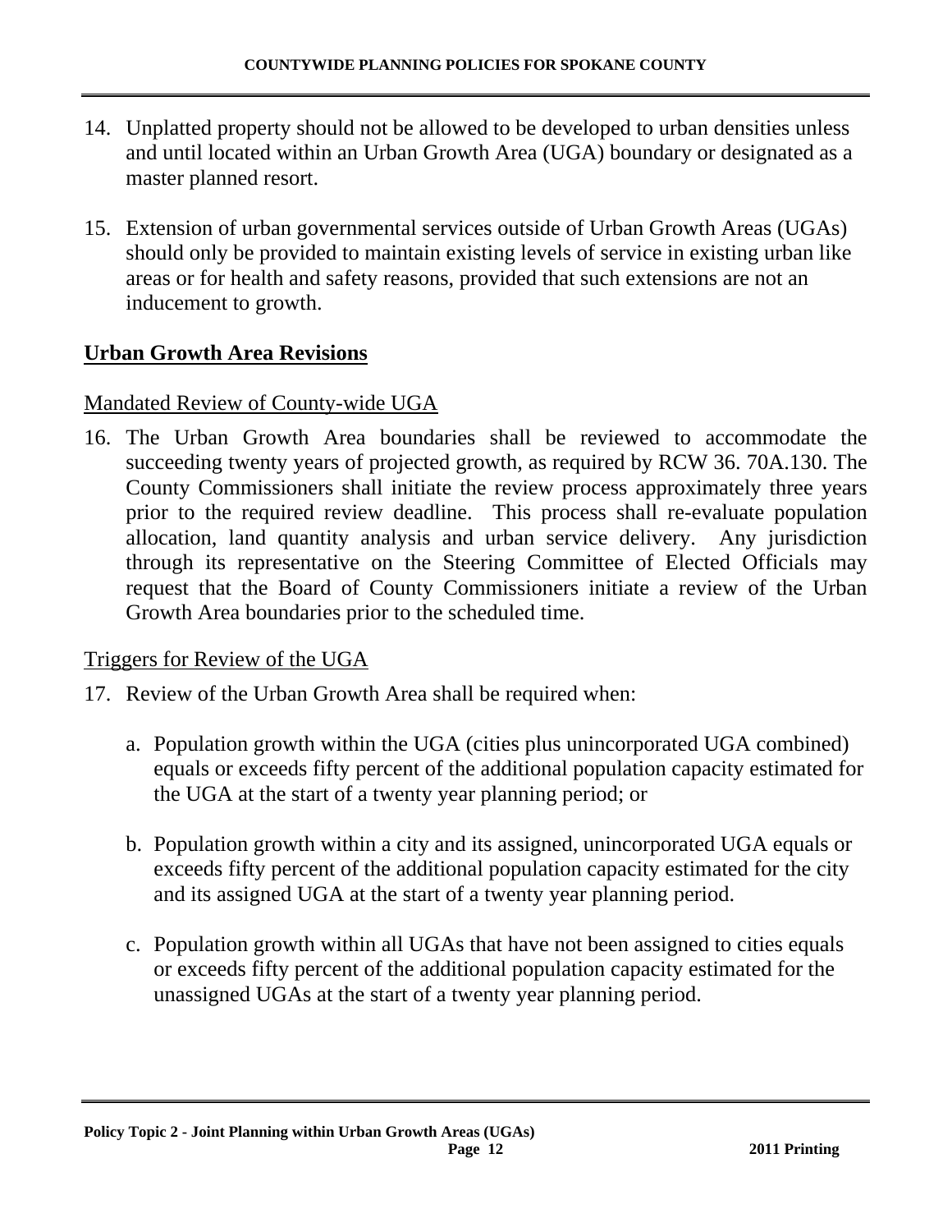14. Unplatted property should not be allowed to be developed to urban densities unless and until located within an Urban Growth Area (UGA) boundary or designated as a master planned resort.

15. Extension of urban governmental services outside of Urban Growth Areas (UGAs) should only be provided to maintain existing levels of service in existing urban like areas or for health and safety reasons, provided that such extensions are not an inducement to growth.

## Urban Growth Area Revisions

### Mandated Review of County-wide UGA

16. The Urban Growth Area boundaries shall be reviewed to accommodate the succeeding twenty years of projected growth, as required by RCW 36. 70A.130. The County Commissioners shall initiate the review process approximately three years prior to the required review deadline. This process shall re-evaluate population allocation, land quantity analysis and urban service delivery. Any jurisdiction through its representative on the Steering Committee of Elected Officials may request that the Board of County Commissioners initiate a review of the Urban Growth Area boundaries prior to the scheduled time.

### Triggers for Review of the UGA

17. Review of the Urban Growth Area shall be required when:

    a. Population growth within the UGA (cities plus unincorporated UGA combined) equals or exceeds fifty percent of the additional population capacity estimated for the UGA at the start of a twenty year planning period; or

    b. Population growth within a city and its assigned, unincorporated UGA equals or exceeds fifty percent of the additional population capacity estimated for the city and its assigned UGA at the start of a twenty year planning period.

    c. Population growth within all UGAs that have not been assigned to cities equals or exceeds fifty percent of the additional population capacity estimated for the unassigned UGAs at the start of a twenty year planning period.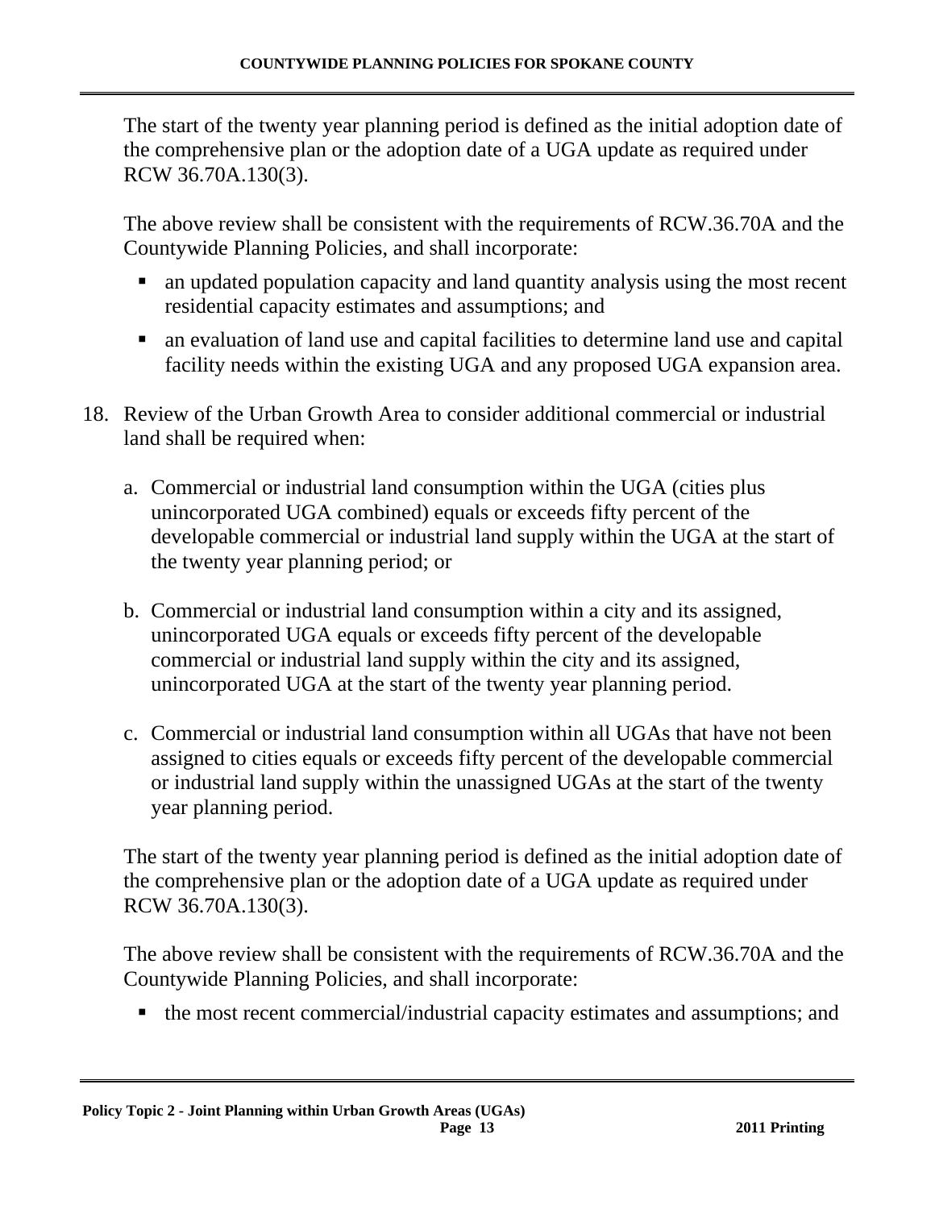The start of the twenty year planning period is defined as the initial adoption date of the comprehensive plan or the adoption date of a UGA update as required under RCW 36.70A.130(3).

The above review shall be consistent with the requirements of RCW.36.70A and the Countywide Planning Policies, and shall incorporate:

- an updated population capacity and land quantity analysis using the most recent residential capacity estimates and assumptions; and
- an evaluation of land use and capital facilities to determine land use and capital facility needs within the existing UGA and any proposed UGA expansion area.

18. Review of the Urban Growth Area to consider additional commercial or industrial land shall be required when:

    a. Commercial or industrial land consumption within the UGA (cities plus unincorporated UGA combined) equals or exceeds fifty percent of the developable commercial or industrial land supply within the UGA at the start of the twenty year planning period; or

    b. Commercial or industrial land consumption within a city and its assigned, unincorporated UGA equals or exceeds fifty percent of the developable commercial or industrial land supply within the city and its assigned, unincorporated UGA at the start of the twenty year planning period.

    c. Commercial or industrial land consumption within all UGAs that have not been assigned to cities equals or exceeds fifty percent of the developable commercial or industrial land supply within the unassigned UGAs at the start of the twenty year planning period.

    The start of the twenty year planning period is defined as the initial adoption date of the comprehensive plan or the adoption date of a UGA update as required under RCW 36.70A.130(3).

    The above review shall be consistent with the requirements of RCW.36.70A and the Countywide Planning Policies, and shall incorporate:

    - the most recent commercial/industrial capacity estimates and assumptions; and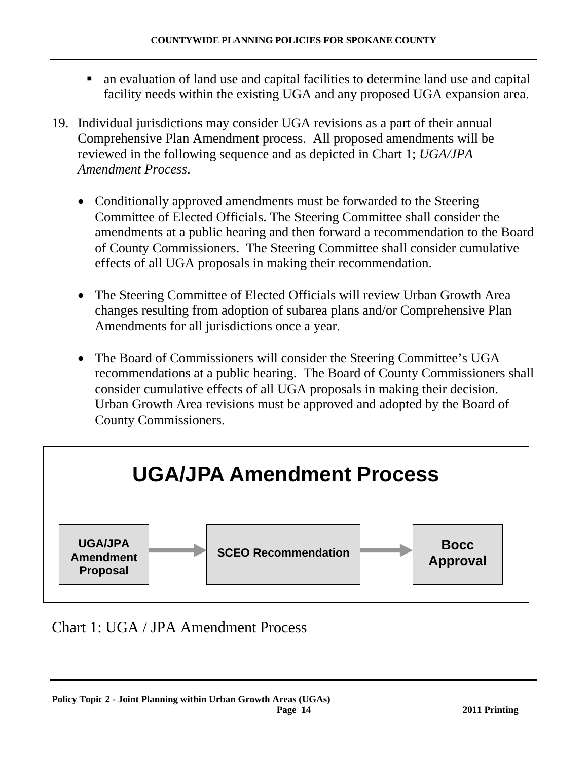- an evaluation of land use and capital facilities to determine land use and capital facility needs within the existing UGA and any proposed UGA expansion area.

19. Individual jurisdictions may consider UGA revisions as a part of their annual Comprehensive Plan Amendment process. All proposed amendments will be reviewed in the following sequence and as depicted in Chart 1; *UGA/JPA Amendment Process*.

    - Conditionally approved amendments must be forwarded to the Steering Committee of Elected Officials. The Steering Committee shall consider the amendments at a public hearing and then forward a recommendation to the Board of County Commissioners. The Steering Committee shall consider cumulative effects of all UGA proposals in making their recommendation.

    - The Steering Committee of Elected Officials will review Urban Growth Area changes resulting from adoption of subarea plans and/or Comprehensive Plan Amendments for all jurisdictions once a year.

    - The Board of Commissioners will consider the Steering Committee's UGA recommendations at a public hearing. The Board of County Commissioners shall consider cumulative effects of all UGA proposals in making their decision. Urban Growth Area revisions must be approved and adopted by the Board of County Commissioners.

**UGA/JPA Amendment Process**

UGA/JPA Amendment Proposal → SCEO Recommendation → Bocc Approval

Chart 1: UGA / JPA Amendment Process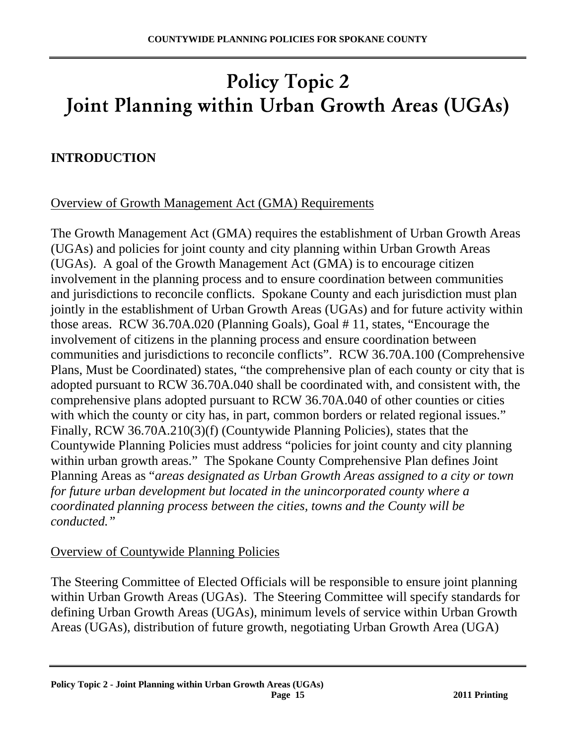# Policy Topic 2
# Joint Planning within Urban Growth Areas (UGAs)

## INTRODUCTION

Overview of Growth Management Act (GMA) Requirements

The Growth Management Act (GMA) requires the establishment of Urban Growth Areas (UGAs) and policies for joint county and city planning within Urban Growth Areas (UGAs). A goal of the Growth Management Act (GMA) is to encourage citizen involvement in the planning process and to ensure coordination between communities and jurisdictions to reconcile conflicts. Spokane County and each jurisdiction must plan jointly in the establishment of Urban Growth Areas (UGAs) and for future activity within those areas. RCW 36.70A.020 (Planning Goals), Goal # 11, states, "Encourage the involvement of citizens in the planning process and ensure coordination between communities and jurisdictions to reconcile conflicts". RCW 36.70A.100 (Comprehensive Plans, Must be Coordinated) states, "the comprehensive plan of each county or city that is adopted pursuant to RCW 36.70A.040 shall be coordinated with, and consistent with, the comprehensive plans adopted pursuant to RCW 36.70A.040 of other counties or cities with which the county or city has, in part, common borders or related regional issues." Finally, RCW 36.70A.210(3)(f) (Countywide Planning Policies), states that the Countywide Planning Policies must address "policies for joint county and city planning within urban growth areas." The Spokane County Comprehensive Plan defines Joint Planning Areas as "*areas designated as Urban Growth Areas assigned to a city or town for future urban development but located in the unincorporated county where a coordinated planning process between the cities, towns and the County will be conducted.*"

Overview of Countywide Planning Policies

The Steering Committee of Elected Officials will be responsible to ensure joint planning within Urban Growth Areas (UGAs). The Steering Committee will specify standards for defining Urban Growth Areas (UGAs), minimum levels of service within Urban Growth Areas (UGAs), distribution of future growth, negotiating Urban Growth Area (UGA)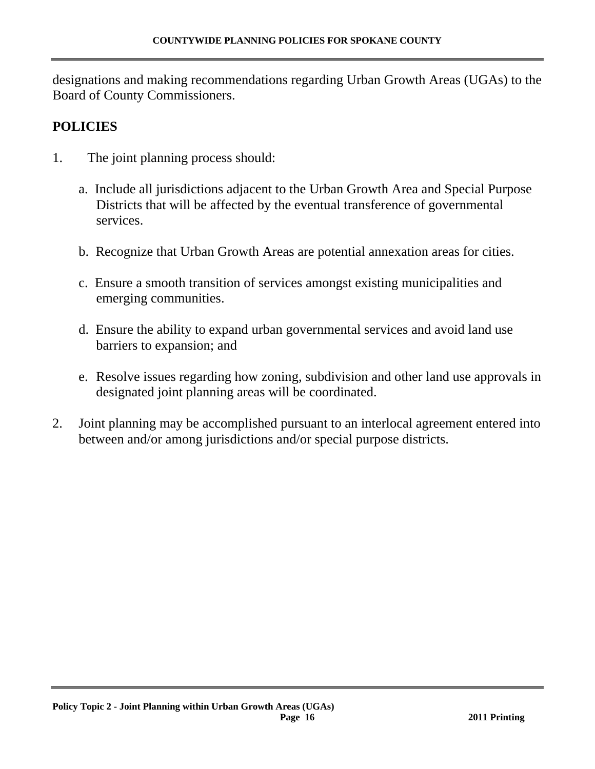designations and making recommendations regarding Urban Growth Areas (UGAs) to the Board of County Commissioners.

## POLICIES

1. The joint planning process should:

   a. Include all jurisdictions adjacent to the Urban Growth Area and Special Purpose Districts that will be affected by the eventual transference of governmental services.

   b. Recognize that Urban Growth Areas are potential annexation areas for cities.

   c. Ensure a smooth transition of services amongst existing municipalities and emerging communities.

   d. Ensure the ability to expand urban governmental services and avoid land use barriers to expansion; and

   e. Resolve issues regarding how zoning, subdivision and other land use approvals in designated joint planning areas will be coordinated.

2. Joint planning may be accomplished pursuant to an interlocal agreement entered into between and/or among jurisdictions and/or special purpose districts.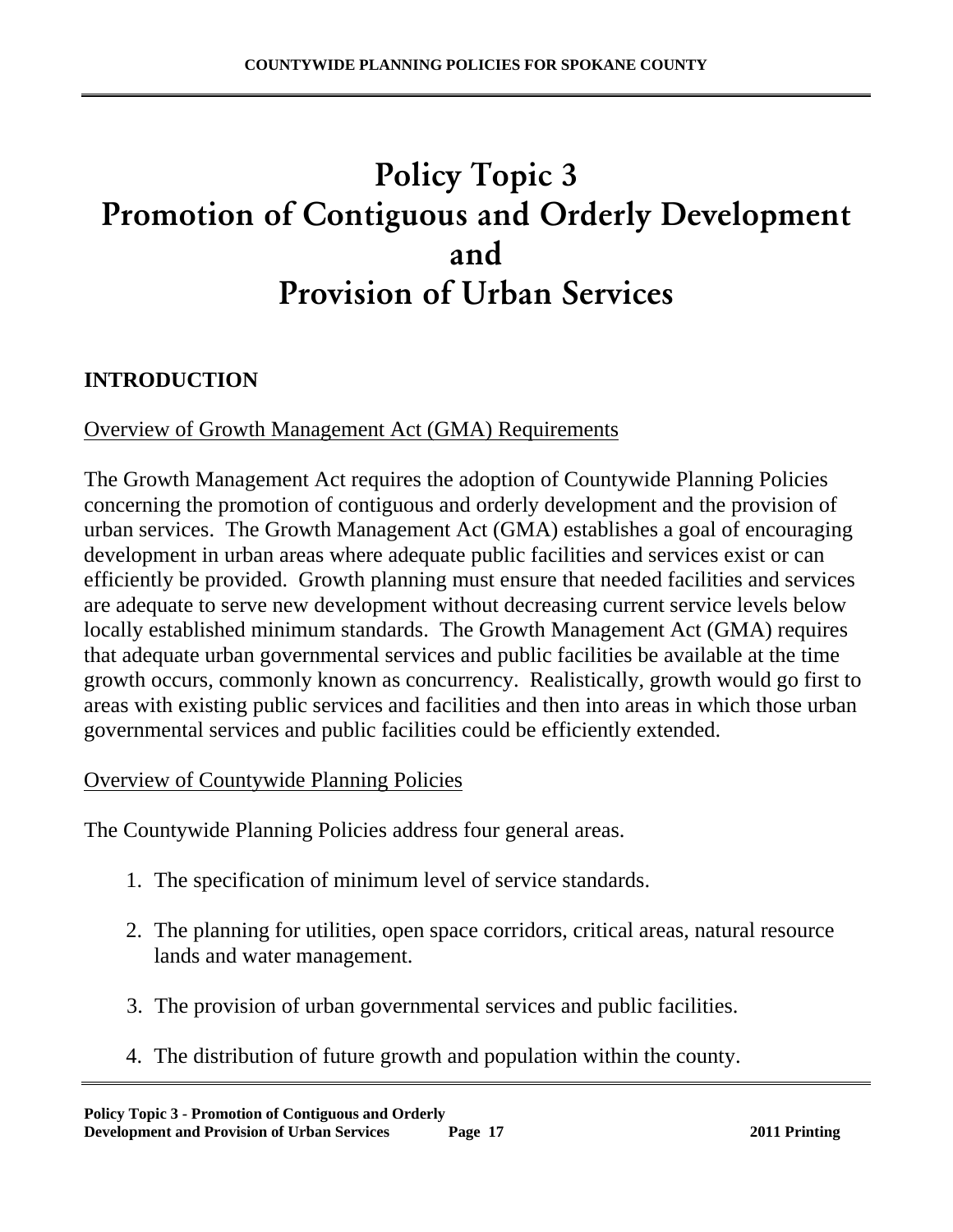# Policy Topic 3
# Promotion of Contiguous and Orderly Development and Provision of Urban Services

## INTRODUCTION

Overview of Growth Management Act (GMA) Requirements

The Growth Management Act requires the adoption of Countywide Planning Policies concerning the promotion of contiguous and orderly development and the provision of urban services. The Growth Management Act (GMA) establishes a goal of encouraging development in urban areas where adequate public facilities and services exist or can efficiently be provided. Growth planning must ensure that needed facilities and services are adequate to serve new development without decreasing current service levels below locally established minimum standards. The Growth Management Act (GMA) requires that adequate urban governmental services and public facilities be available at the time growth occurs, commonly known as concurrency. Realistically, growth would go first to areas with existing public services and facilities and then into areas in which those urban governmental services and public facilities could be efficiently extended.

Overview of Countywide Planning Policies

The Countywide Planning Policies address four general areas.

1. The specification of minimum level of service standards.

2. The planning for utilities, open space corridors, critical areas, natural resource lands and water management.

3. The provision of urban governmental services and public facilities.

4. The distribution of future growth and population within the county.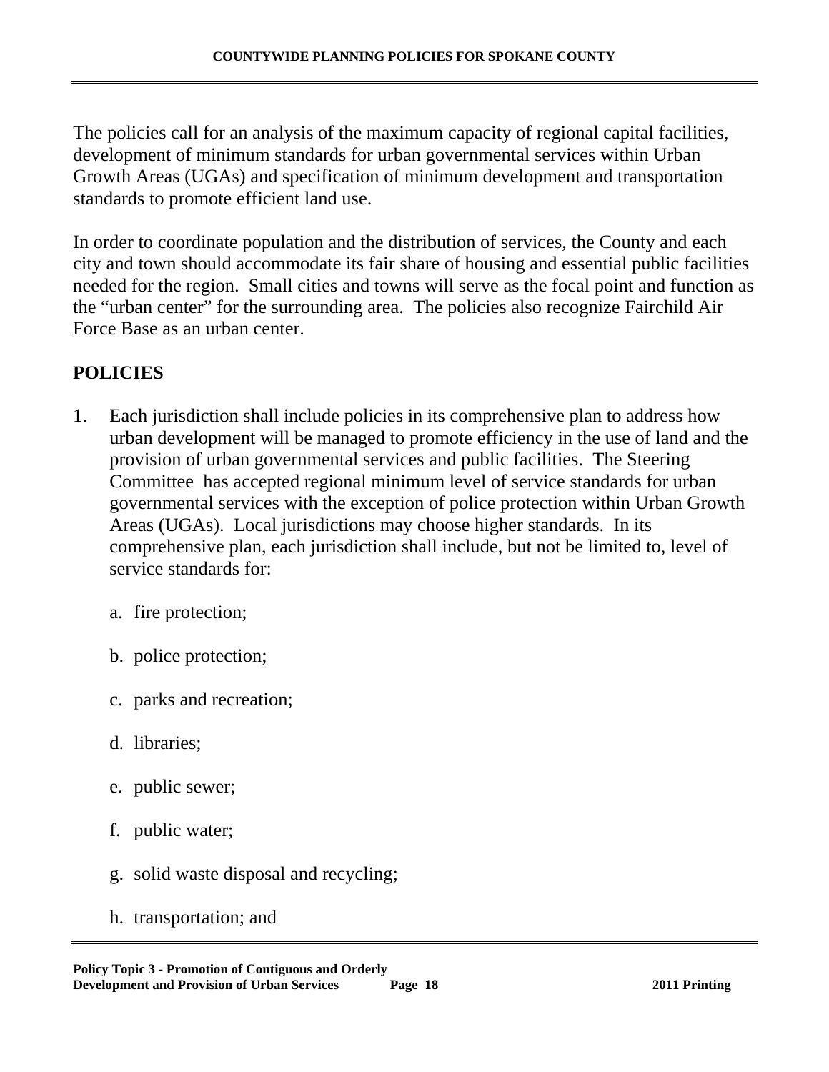The policies call for an analysis of the maximum capacity of regional capital facilities, development of minimum standards for urban governmental services within Urban Growth Areas (UGAs) and specification of minimum development and transportation standards to promote efficient land use.

In order to coordinate population and the distribution of services, the County and each city and town should accommodate its fair share of housing and essential public facilities needed for the region. Small cities and towns will serve as the focal point and function as the "urban center" for the surrounding area. The policies also recognize Fairchild Air Force Base as an urban center.

## POLICIES

1. Each jurisdiction shall include policies in its comprehensive plan to address how urban development will be managed to promote efficiency in the use of land and the provision of urban governmental services and public facilities. The Steering Committee has accepted regional minimum level of service standards for urban governmental services with the exception of police protection within Urban Growth Areas (UGAs). Local jurisdictions may choose higher standards. In its comprehensive plan, each jurisdiction shall include, but not be limited to, level of service standards for:

    a. fire protection;

    b. police protection;

    c. parks and recreation;

    d. libraries;

    e. public sewer;

    f. public water;

    g. solid waste disposal and recycling;

    h. transportation; and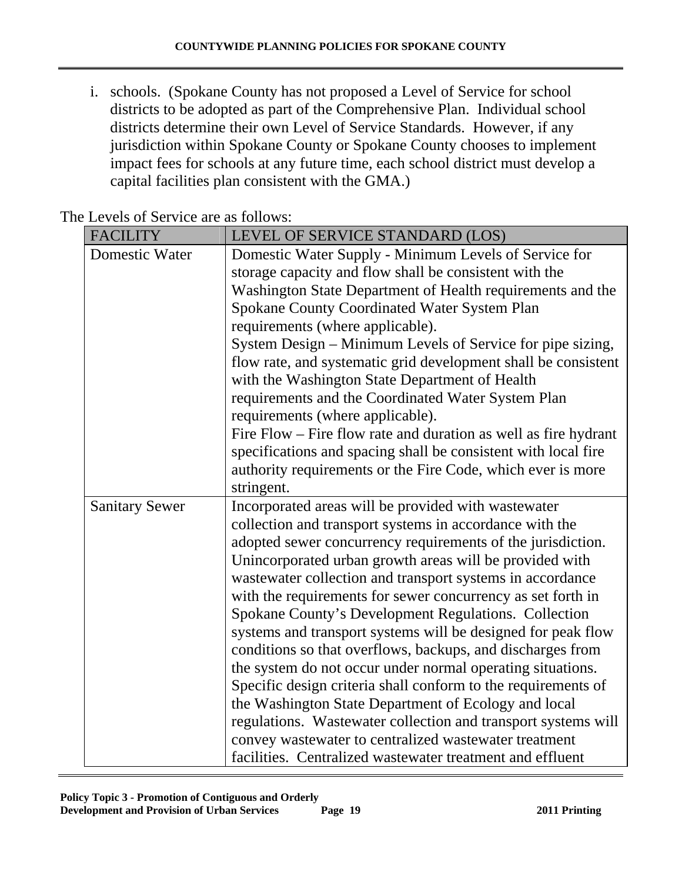i. schools. (Spokane County has not proposed a Level of Service for school districts to be adopted as part of the Comprehensive Plan. Individual school districts determine their own Level of Service Standards. However, if any jurisdiction within Spokane County or Spokane County chooses to implement impact fees for schools at any future time, each school district must develop a capital facilities plan consistent with the GMA.)

The Levels of Service are as follows:

| FACILITY | LEVEL OF SERVICE STANDARD (LOS) |
|---|---|
| Domestic Water | Domestic Water Supply - Minimum Levels of Service for storage capacity and flow shall be consistent with the Washington State Department of Health requirements and the Spokane County Coordinated Water System Plan requirements (where applicable).<br>System Design – Minimum Levels of Service for pipe sizing, flow rate, and systematic grid development shall be consistent with the Washington State Department of Health requirements and the Coordinated Water System Plan requirements (where applicable).<br>Fire Flow – Fire flow rate and duration as well as fire hydrant specifications and spacing shall be consistent with local fire authority requirements or the Fire Code, which ever is more stringent. |
| Sanitary Sewer | Incorporated areas will be provided with wastewater collection and transport systems in accordance with the adopted sewer concurrency requirements of the jurisdiction. Unincorporated urban growth areas will be provided with wastewater collection and transport systems in accordance with the requirements for sewer concurrency as set forth in Spokane County's Development Regulations. Collection systems and transport systems will be designed for peak flow conditions so that overflows, backups, and discharges from the system do not occur under normal operating situations. Specific design criteria shall conform to the requirements of the Washington State Department of Ecology and local regulations. Wastewater collection and transport systems will convey wastewater to centralized wastewater treatment facilities. Centralized wastewater treatment and effluent |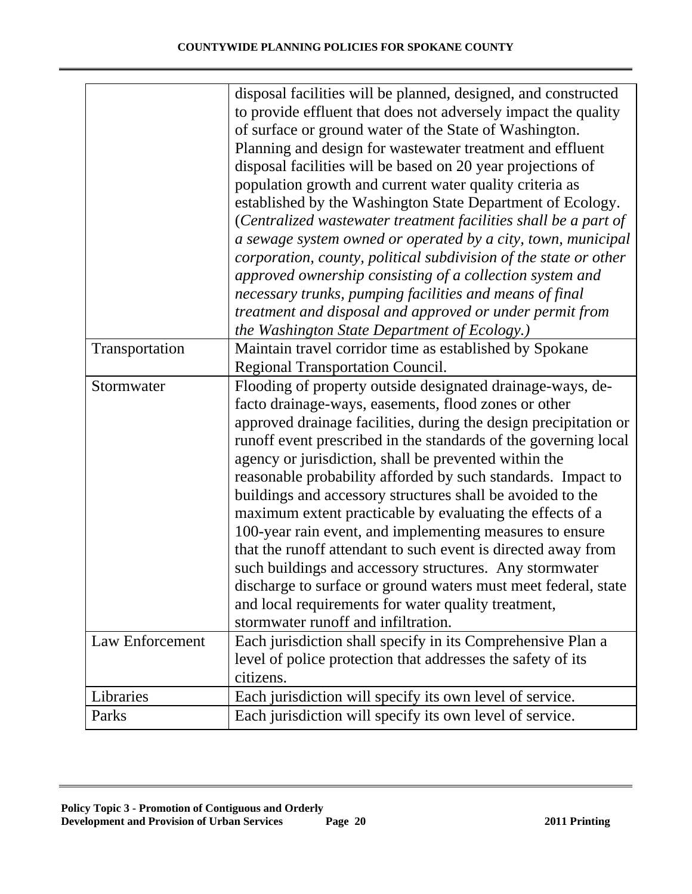| | |
|---|---|
| | disposal facilities will be planned, designed, and constructed to provide effluent that does not adversely impact the quality of surface or ground water of the State of Washington. Planning and design for wastewater treatment and effluent disposal facilities will be based on 20 year projections of population growth and current water quality criteria as established by the Washington State Department of Ecology. (*Centralized wastewater treatment facilities shall be a part of a sewage system owned or operated by a city, town, municipal corporation, county, political subdivision of the state or other approved ownership consisting of a collection system and necessary trunks, pumping facilities and means of final treatment and disposal and approved or under permit from the Washington State Department of Ecology.)* |
| Transportation | Maintain travel corridor time as established by Spokane Regional Transportation Council. |
| Stormwater | Flooding of property outside designated drainage-ways, de-facto drainage-ways, easements, flood zones or other approved drainage facilities, during the design precipitation or runoff event prescribed in the standards of the governing local agency or jurisdiction, shall be prevented within the reasonable probability afforded by such standards. Impact to buildings and accessory structures shall be avoided to the maximum extent practicable by evaluating the effects of a 100-year rain event, and implementing measures to ensure that the runoff attendant to such event is directed away from such buildings and accessory structures. Any stormwater discharge to surface or ground waters must meet federal, state and local requirements for water quality treatment, stormwater runoff and infiltration. |
| Law Enforcement | Each jurisdiction shall specify in its Comprehensive Plan a level of police protection that addresses the safety of its citizens. |
| Libraries | Each jurisdiction will specify its own level of service. |
| Parks | Each jurisdiction will specify its own level of service. |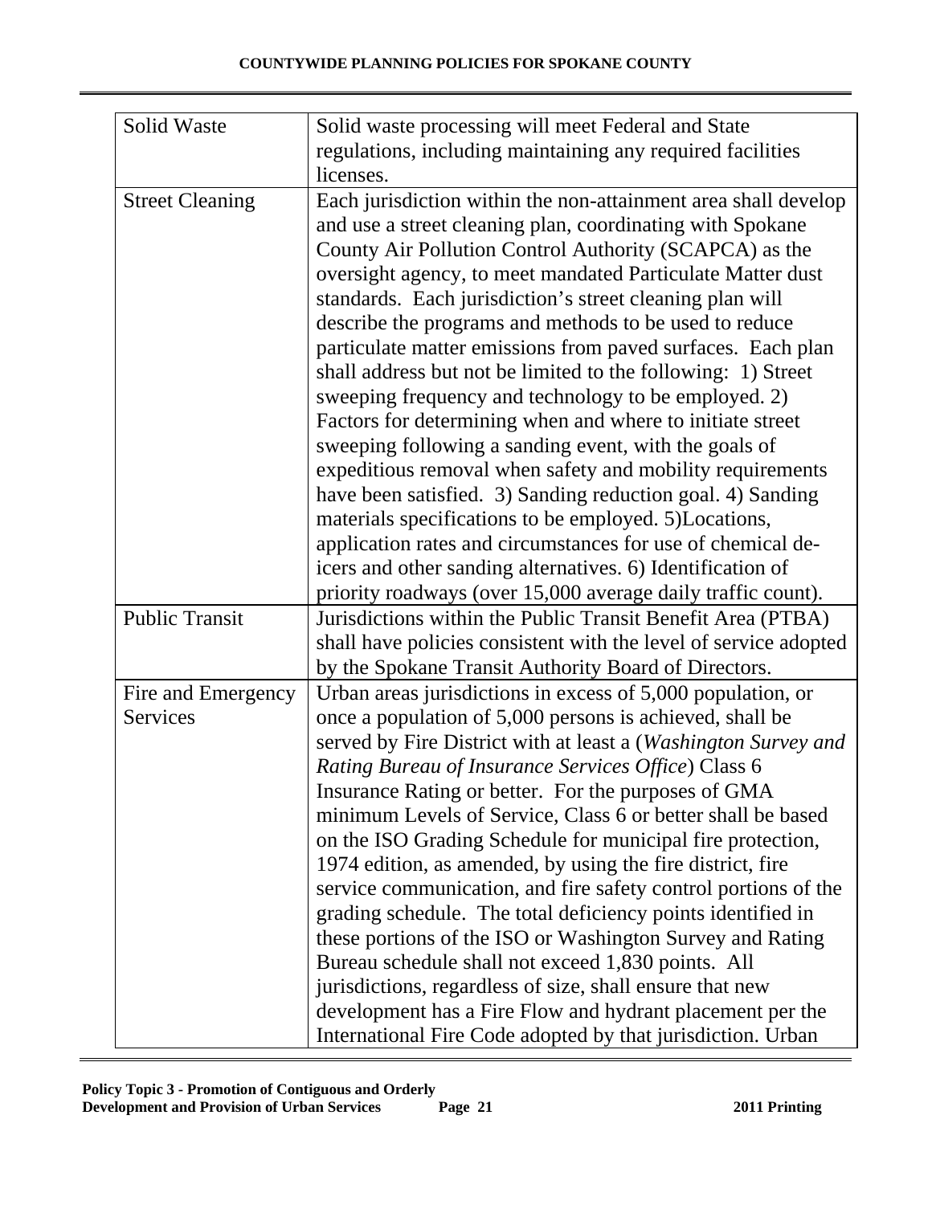| | |
|---|---|
| Solid Waste | Solid waste processing will meet Federal and State regulations, including maintaining any required facilities licenses. |
| Street Cleaning | Each jurisdiction within the non-attainment area shall develop and use a street cleaning plan, coordinating with Spokane County Air Pollution Control Authority (SCAPCA) as the oversight agency, to meet mandated Particulate Matter dust standards. Each jurisdiction's street cleaning plan will describe the programs and methods to be used to reduce particulate matter emissions from paved surfaces. Each plan shall address but not be limited to the following: 1) Street sweeping frequency and technology to be employed. 2) Factors for determining when and where to initiate street sweeping following a sanding event, with the goals of expeditious removal when safety and mobility requirements have been satisfied. 3) Sanding reduction goal. 4) Sanding materials specifications to be employed. 5)Locations, application rates and circumstances for use of chemical de-icers and other sanding alternatives. 6) Identification of priority roadways (over 15,000 average daily traffic count). |
| Public Transit | Jurisdictions within the Public Transit Benefit Area (PTBA) shall have policies consistent with the level of service adopted by the Spokane Transit Authority Board of Directors. |
| Fire and Emergency Services | Urban areas jurisdictions in excess of 5,000 population, or once a population of 5,000 persons is achieved, shall be served by Fire District with at least a (*Washington Survey and Rating Bureau of Insurance Services Office*) Class 6 Insurance Rating or better. For the purposes of GMA minimum Levels of Service, Class 6 or better shall be based on the ISO Grading Schedule for municipal fire protection, 1974 edition, as amended, by using the fire district, fire service communication, and fire safety control portions of the grading schedule. The total deficiency points identified in these portions of the ISO or Washington Survey and Rating Bureau schedule shall not exceed 1,830 points. All jurisdictions, regardless of size, shall ensure that new development has a Fire Flow and hydrant placement per the International Fire Code adopted by that jurisdiction. Urban |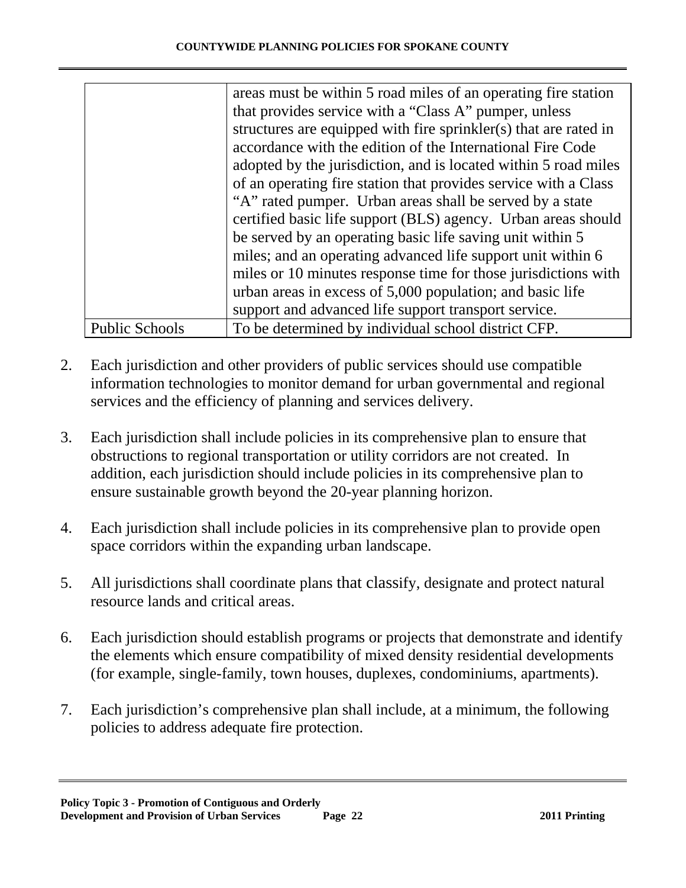| | |
|---|---|
| | areas must be within 5 road miles of an operating fire station that provides service with a "Class A" pumper, unless structures are equipped with fire sprinkler(s) that are rated in accordance with the edition of the International Fire Code adopted by the jurisdiction, and is located within 5 road miles of an operating fire station that provides service with a Class "A" rated pumper. Urban areas shall be served by a state certified basic life support (BLS) agency. Urban areas should be served by an operating basic life saving unit within 5 miles; and an operating advanced life support unit within 6 miles or 10 minutes response time for those jurisdictions with urban areas in excess of 5,000 population; and basic life support and advanced life support transport service. |
| Public Schools | To be determined by individual school district CFP. |

2. Each jurisdiction and other providers of public services should use compatible information technologies to monitor demand for urban governmental and regional services and the efficiency of planning and services delivery.

3. Each jurisdiction shall include policies in its comprehensive plan to ensure that obstructions to regional transportation or utility corridors are not created. In addition, each jurisdiction should include policies in its comprehensive plan to ensure sustainable growth beyond the 20-year planning horizon.

4. Each jurisdiction shall include policies in its comprehensive plan to provide open space corridors within the expanding urban landscape.

5. All jurisdictions shall coordinate plans that classify, designate and protect natural resource lands and critical areas.

6. Each jurisdiction should establish programs or projects that demonstrate and identify the elements which ensure compatibility of mixed density residential developments (for example, single-family, town houses, duplexes, condominiums, apartments).

7. Each jurisdiction's comprehensive plan shall include, at a minimum, the following policies to address adequate fire protection.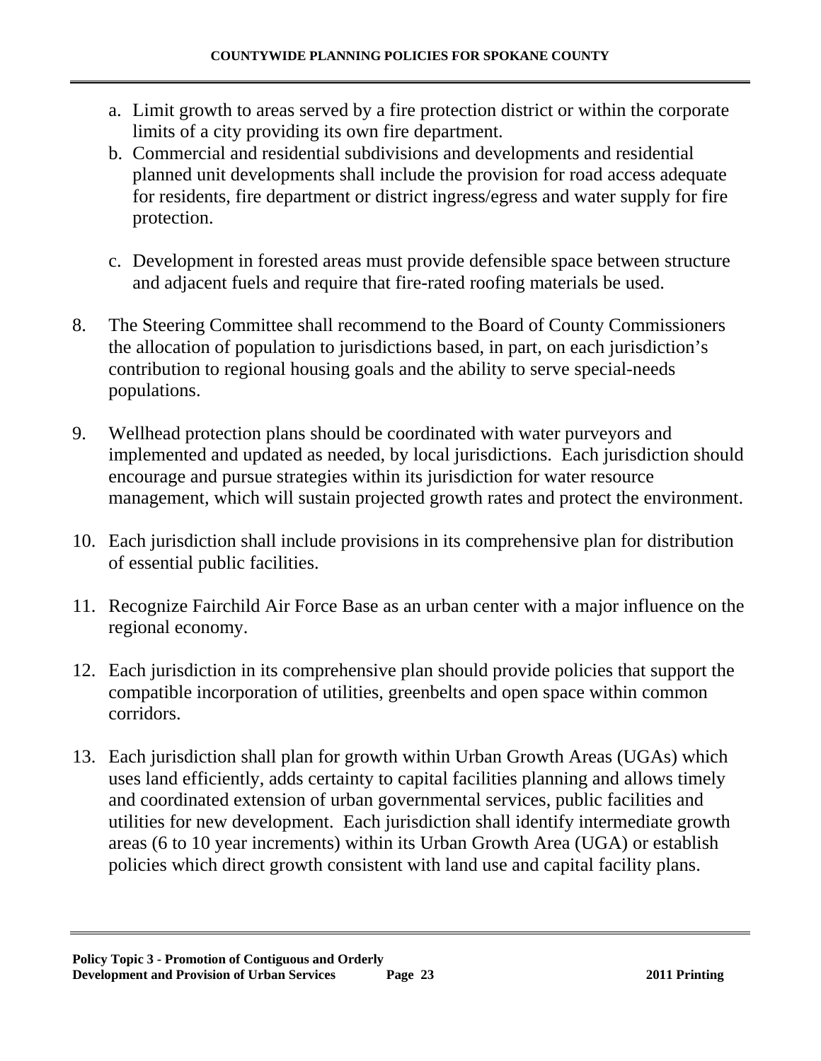a. Limit growth to areas served by a fire protection district or within the corporate limits of a city providing its own fire department.
b. Commercial and residential subdivisions and developments and residential planned unit developments shall include the provision for road access adequate for residents, fire department or district ingress/egress and water supply for fire protection.

c. Development in forested areas must provide defensible space between structure and adjacent fuels and require that fire-rated roofing materials be used.

8. The Steering Committee shall recommend to the Board of County Commissioners the allocation of population to jurisdictions based, in part, on each jurisdiction's contribution to regional housing goals and the ability to serve special-needs populations.

9. Wellhead protection plans should be coordinated with water purveyors and implemented and updated as needed, by local jurisdictions. Each jurisdiction should encourage and pursue strategies within its jurisdiction for water resource management, which will sustain projected growth rates and protect the environment.

10. Each jurisdiction shall include provisions in its comprehensive plan for distribution of essential public facilities.

11. Recognize Fairchild Air Force Base as an urban center with a major influence on the regional economy.

12. Each jurisdiction in its comprehensive plan should provide policies that support the compatible incorporation of utilities, greenbelts and open space within common corridors.

13. Each jurisdiction shall plan for growth within Urban Growth Areas (UGAs) which uses land efficiently, adds certainty to capital facilities planning and allows timely and coordinated extension of urban governmental services, public facilities and utilities for new development. Each jurisdiction shall identify intermediate growth areas (6 to 10 year increments) within its Urban Growth Area (UGA) or establish policies which direct growth consistent with land use and capital facility plans.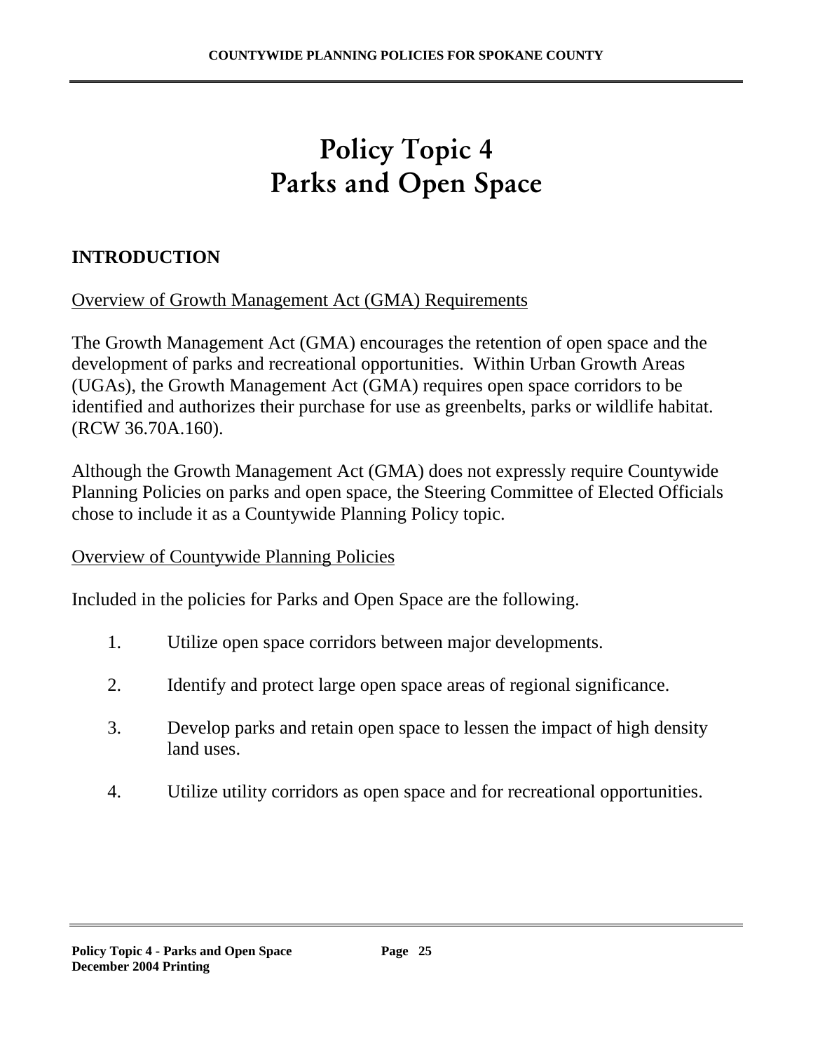# Policy Topic 4
# Parks and Open Space

## INTRODUCTION

Overview of Growth Management Act (GMA) Requirements

The Growth Management Act (GMA) encourages the retention of open space and the development of parks and recreational opportunities. Within Urban Growth Areas (UGAs), the Growth Management Act (GMA) requires open space corridors to be identified and authorizes their purchase for use as greenbelts, parks or wildlife habitat. (RCW 36.70A.160).

Although the Growth Management Act (GMA) does not expressly require Countywide Planning Policies on parks and open space, the Steering Committee of Elected Officials chose to include it as a Countywide Planning Policy topic.

Overview of Countywide Planning Policies

Included in the policies for Parks and Open Space are the following.

1. Utilize open space corridors between major developments.

2. Identify and protect large open space areas of regional significance.

3. Develop parks and retain open space to lessen the impact of high density land uses.

4. Utilize utility corridors as open space and for recreational opportunities.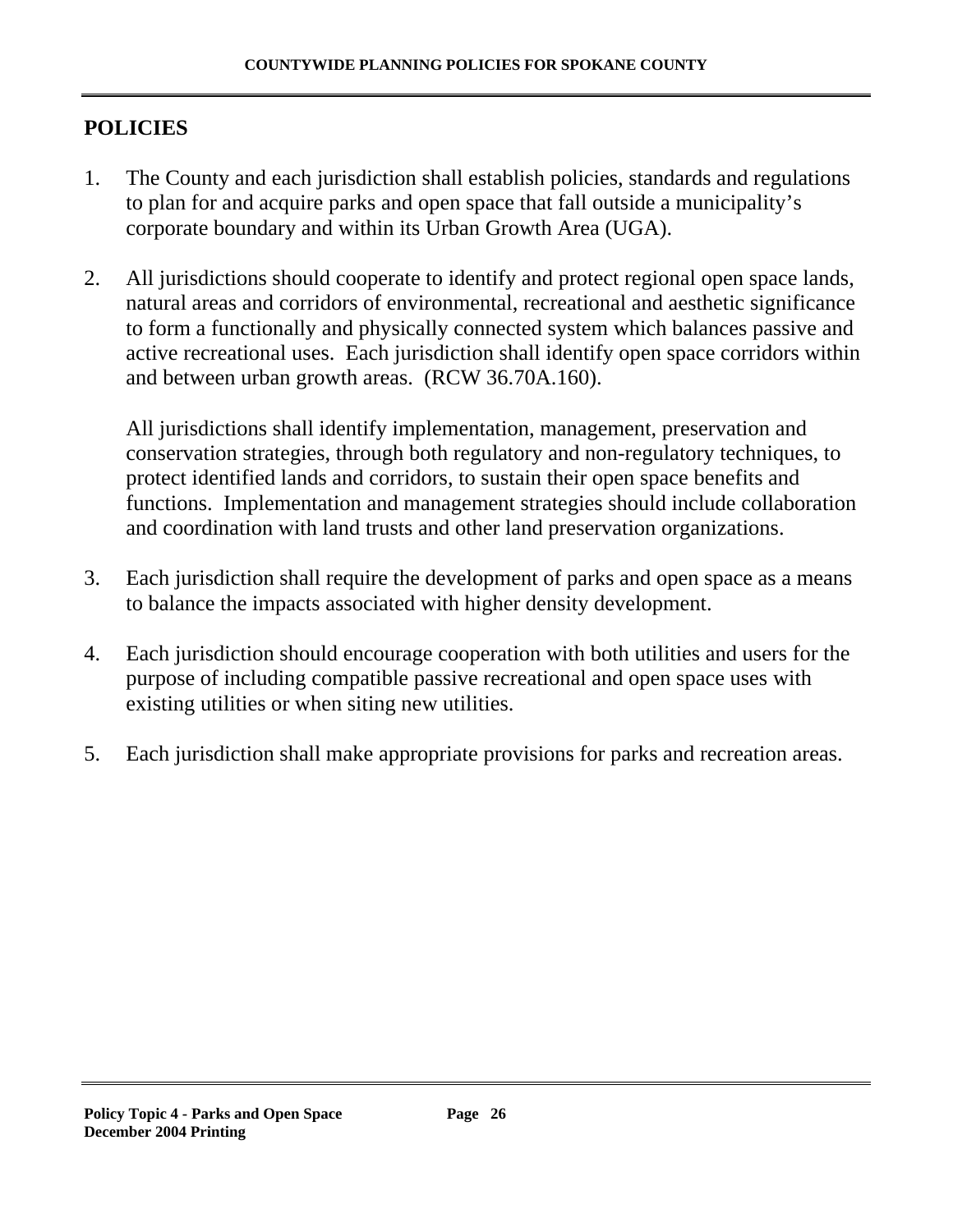## POLICIES

1. The County and each jurisdiction shall establish policies, standards and regulations to plan for and acquire parks and open space that fall outside a municipality's corporate boundary and within its Urban Growth Area (UGA).

2. All jurisdictions should cooperate to identify and protect regional open space lands, natural areas and corridors of environmental, recreational and aesthetic significance to form a functionally and physically connected system which balances passive and active recreational uses. Each jurisdiction shall identify open space corridors within and between urban growth areas. (RCW 36.70A.160).

   All jurisdictions shall identify implementation, management, preservation and conservation strategies, through both regulatory and non-regulatory techniques, to protect identified lands and corridors, to sustain their open space benefits and functions. Implementation and management strategies should include collaboration and coordination with land trusts and other land preservation organizations.

3. Each jurisdiction shall require the development of parks and open space as a means to balance the impacts associated with higher density development.

4. Each jurisdiction should encourage cooperation with both utilities and users for the purpose of including compatible passive recreational and open space uses with existing utilities or when siting new utilities.

5. Each jurisdiction shall make appropriate provisions for parks and recreation areas.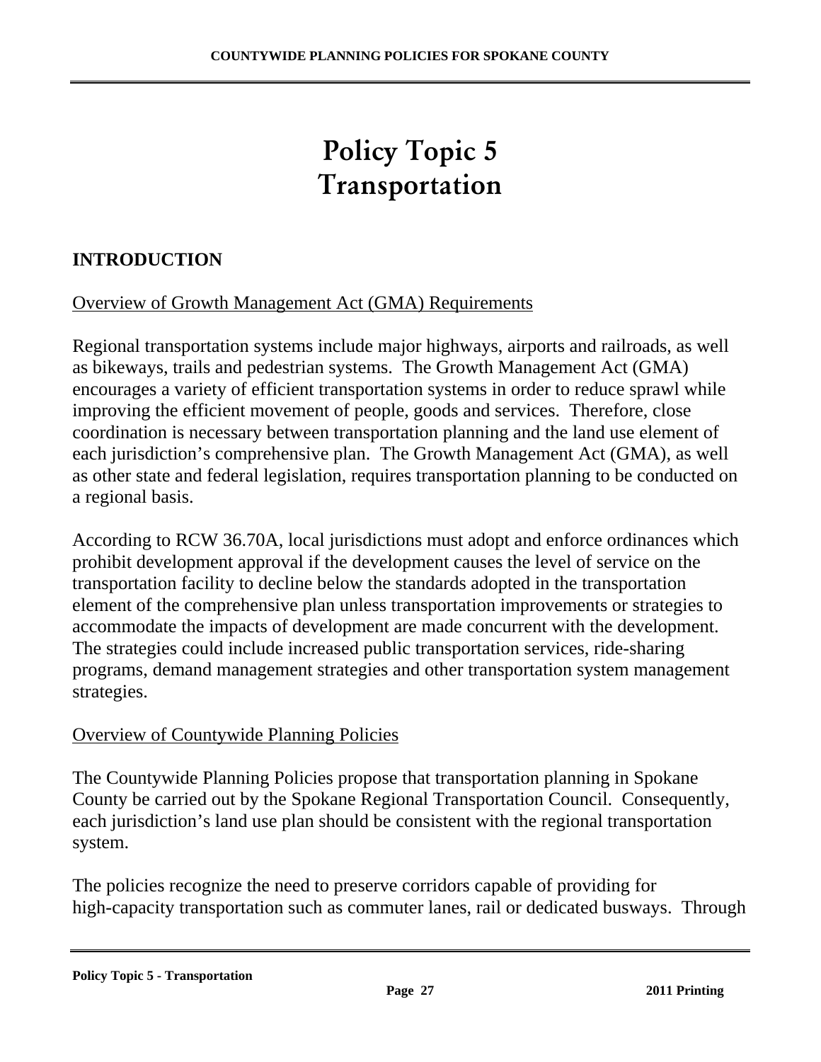# Policy Topic 5
# Transportation

## INTRODUCTION

Overview of Growth Management Act (GMA) Requirements

Regional transportation systems include major highways, airports and railroads, as well as bikeways, trails and pedestrian systems. The Growth Management Act (GMA) encourages a variety of efficient transportation systems in order to reduce sprawl while improving the efficient movement of people, goods and services. Therefore, close coordination is necessary between transportation planning and the land use element of each jurisdiction's comprehensive plan. The Growth Management Act (GMA), as well as other state and federal legislation, requires transportation planning to be conducted on a regional basis.

According to RCW 36.70A, local jurisdictions must adopt and enforce ordinances which prohibit development approval if the development causes the level of service on the transportation facility to decline below the standards adopted in the transportation element of the comprehensive plan unless transportation improvements or strategies to accommodate the impacts of development are made concurrent with the development. The strategies could include increased public transportation services, ride-sharing programs, demand management strategies and other transportation system management strategies.

Overview of Countywide Planning Policies

The Countywide Planning Policies propose that transportation planning in Spokane County be carried out by the Spokane Regional Transportation Council. Consequently, each jurisdiction's land use plan should be consistent with the regional transportation system.

The policies recognize the need to preserve corridors capable of providing for high-capacity transportation such as commuter lanes, rail or dedicated busways. Through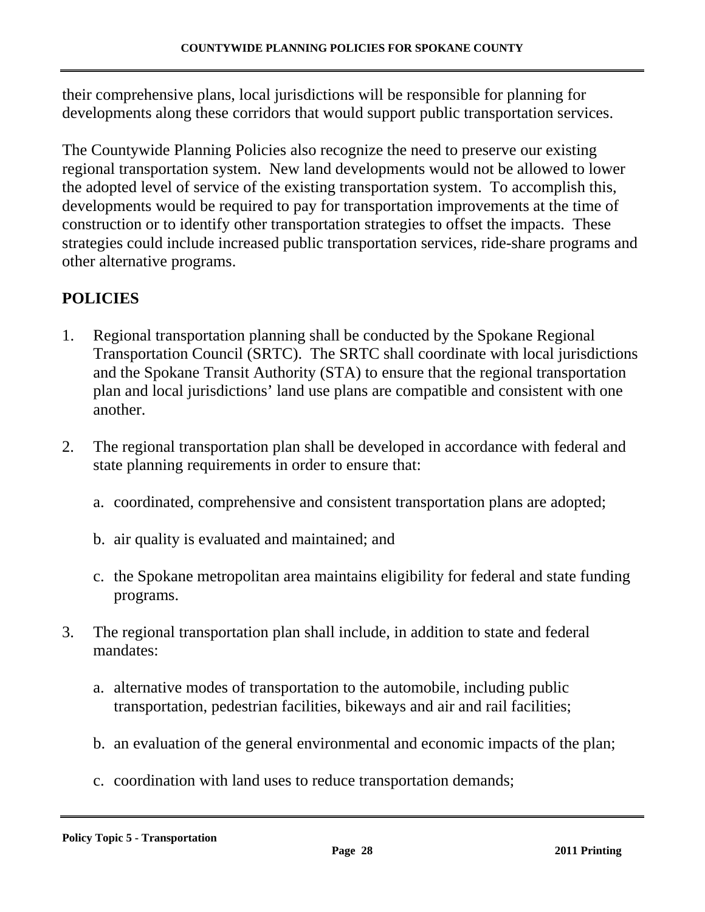their comprehensive plans, local jurisdictions will be responsible for planning for developments along these corridors that would support public transportation services.

The Countywide Planning Policies also recognize the need to preserve our existing regional transportation system. New land developments would not be allowed to lower the adopted level of service of the existing transportation system. To accomplish this, developments would be required to pay for transportation improvements at the time of construction or to identify other transportation strategies to offset the impacts. These strategies could include increased public transportation services, ride-share programs and other alternative programs.

## POLICIES

1. Regional transportation planning shall be conducted by the Spokane Regional Transportation Council (SRTC). The SRTC shall coordinate with local jurisdictions and the Spokane Transit Authority (STA) to ensure that the regional transportation plan and local jurisdictions' land use plans are compatible and consistent with one another.

2. The regional transportation plan shall be developed in accordance with federal and state planning requirements in order to ensure that:

   a. coordinated, comprehensive and consistent transportation plans are adopted;

   b. air quality is evaluated and maintained; and

   c. the Spokane metropolitan area maintains eligibility for federal and state funding programs.

3. The regional transportation plan shall include, in addition to state and federal mandates:

   a. alternative modes of transportation to the automobile, including public transportation, pedestrian facilities, bikeways and air and rail facilities;

   b. an evaluation of the general environmental and economic impacts of the plan;

   c. coordination with land uses to reduce transportation demands;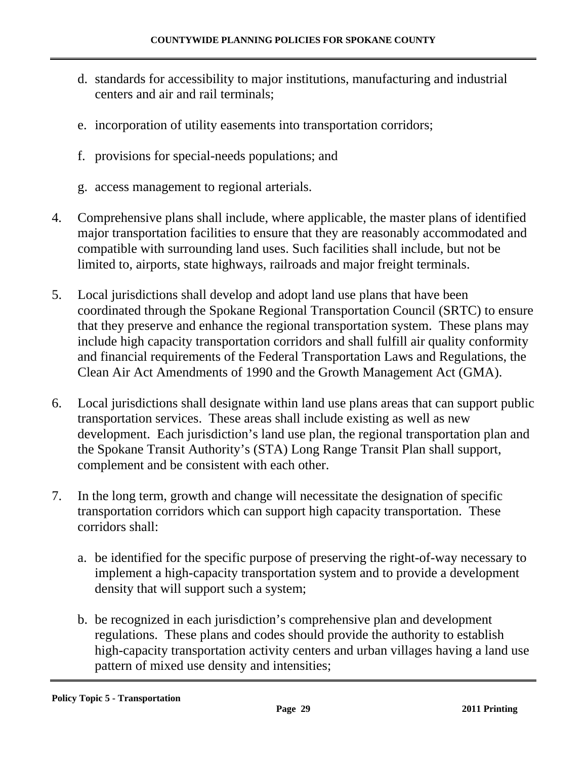d. standards for accessibility to major institutions, manufacturing and industrial centers and air and rail terminals;

e. incorporation of utility easements into transportation corridors;

f. provisions for special-needs populations; and

g. access management to regional arterials.

4. Comprehensive plans shall include, where applicable, the master plans of identified major transportation facilities to ensure that they are reasonably accommodated and compatible with surrounding land uses. Such facilities shall include, but not be limited to, airports, state highways, railroads and major freight terminals.

5. Local jurisdictions shall develop and adopt land use plans that have been coordinated through the Spokane Regional Transportation Council (SRTC) to ensure that they preserve and enhance the regional transportation system. These plans may include high capacity transportation corridors and shall fulfill air quality conformity and financial requirements of the Federal Transportation Laws and Regulations, the Clean Air Act Amendments of 1990 and the Growth Management Act (GMA).

6. Local jurisdictions shall designate within land use plans areas that can support public transportation services. These areas shall include existing as well as new development. Each jurisdiction's land use plan, the regional transportation plan and the Spokane Transit Authority's (STA) Long Range Transit Plan shall support, complement and be consistent with each other.

7. In the long term, growth and change will necessitate the designation of specific transportation corridors which can support high capacity transportation. These corridors shall:

   a. be identified for the specific purpose of preserving the right-of-way necessary to implement a high-capacity transportation system and to provide a development density that will support such a system;

   b. be recognized in each jurisdiction's comprehensive plan and development regulations. These plans and codes should provide the authority to establish high-capacity transportation activity centers and urban villages having a land use pattern of mixed use density and intensities;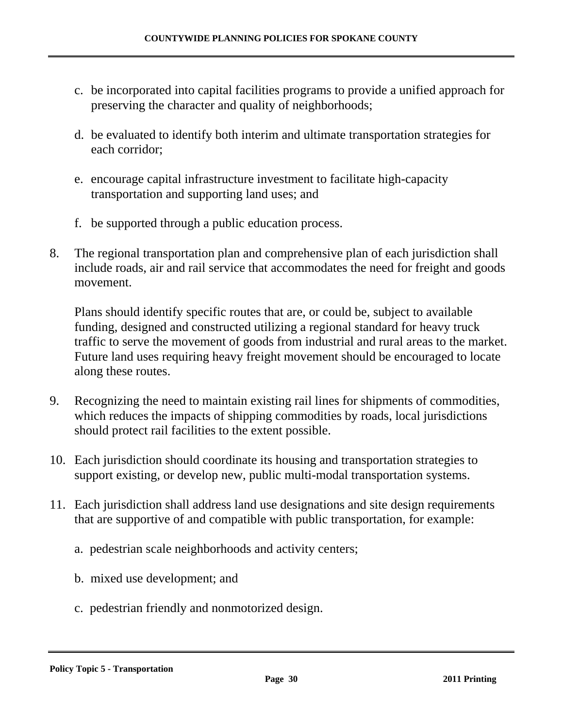c. be incorporated into capital facilities programs to provide a unified approach for preserving the character and quality of neighborhoods;

d. be evaluated to identify both interim and ultimate transportation strategies for each corridor;

e. encourage capital infrastructure investment to facilitate high-capacity transportation and supporting land uses; and

f. be supported through a public education process.

8. The regional transportation plan and comprehensive plan of each jurisdiction shall include roads, air and rail service that accommodates the need for freight and goods movement.

   Plans should identify specific routes that are, or could be, subject to available funding, designed and constructed utilizing a regional standard for heavy truck traffic to serve the movement of goods from industrial and rural areas to the market. Future land uses requiring heavy freight movement should be encouraged to locate along these routes.

9. Recognizing the need to maintain existing rail lines for shipments of commodities, which reduces the impacts of shipping commodities by roads, local jurisdictions should protect rail facilities to the extent possible.

10. Each jurisdiction should coordinate its housing and transportation strategies to support existing, or develop new, public multi-modal transportation systems.

11. Each jurisdiction shall address land use designations and site design requirements that are supportive of and compatible with public transportation, for example:

    a. pedestrian scale neighborhoods and activity centers;

    b. mixed use development; and

    c. pedestrian friendly and nonmotorized design.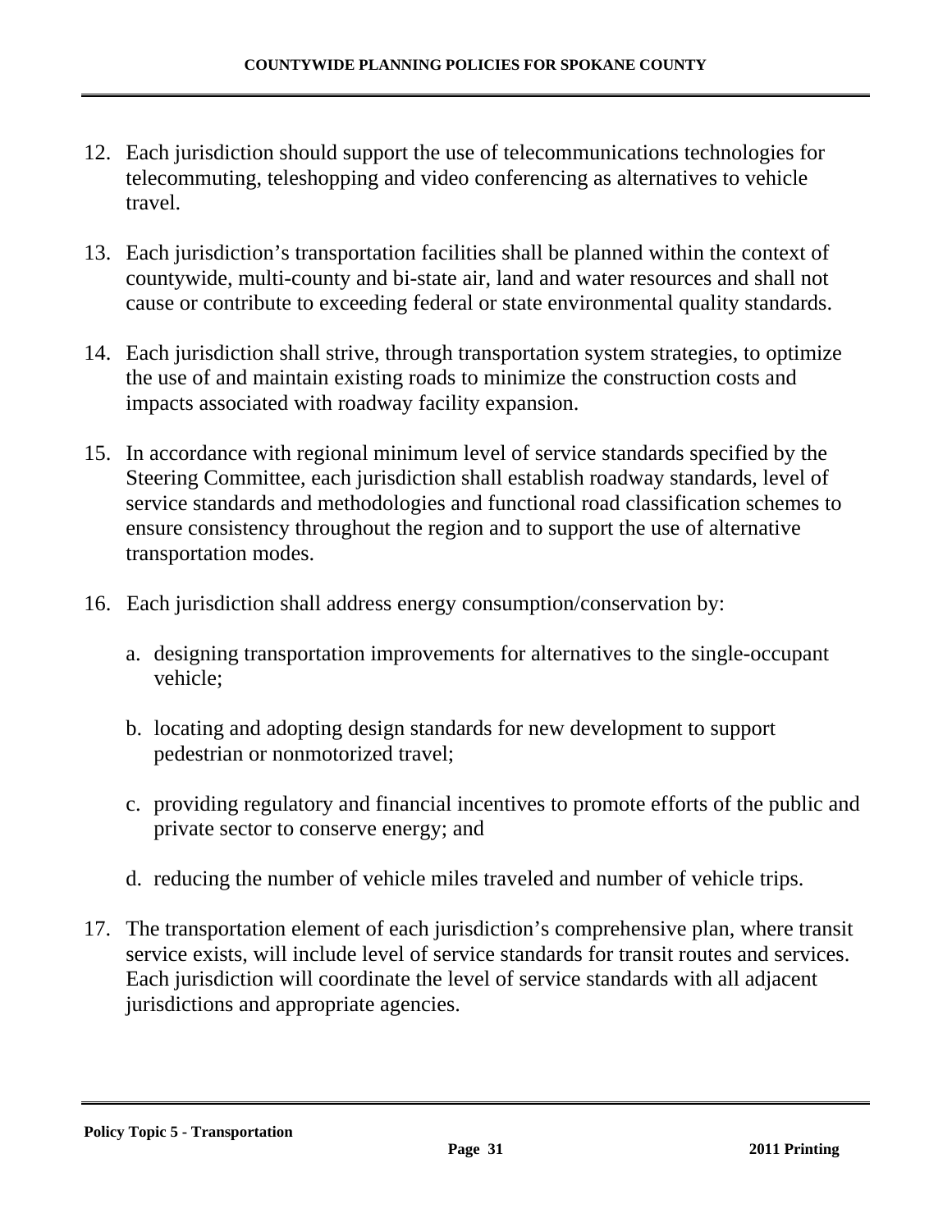12. Each jurisdiction should support the use of telecommunications technologies for telecommuting, teleshopping and video conferencing as alternatives to vehicle travel.

13. Each jurisdiction's transportation facilities shall be planned within the context of countywide, multi-county and bi-state air, land and water resources and shall not cause or contribute to exceeding federal or state environmental quality standards.

14. Each jurisdiction shall strive, through transportation system strategies, to optimize the use of and maintain existing roads to minimize the construction costs and impacts associated with roadway facility expansion.

15. In accordance with regional minimum level of service standards specified by the Steering Committee, each jurisdiction shall establish roadway standards, level of service standards and methodologies and functional road classification schemes to ensure consistency throughout the region and to support the use of alternative transportation modes.

16. Each jurisdiction shall address energy consumption/conservation by:

    a. designing transportation improvements for alternatives to the single-occupant vehicle;

    b. locating and adopting design standards for new development to support pedestrian or nonmotorized travel;

    c. providing regulatory and financial incentives to promote efforts of the public and private sector to conserve energy; and

    d. reducing the number of vehicle miles traveled and number of vehicle trips.

17. The transportation element of each jurisdiction's comprehensive plan, where transit service exists, will include level of service standards for transit routes and services. Each jurisdiction will coordinate the level of service standards with all adjacent jurisdictions and appropriate agencies.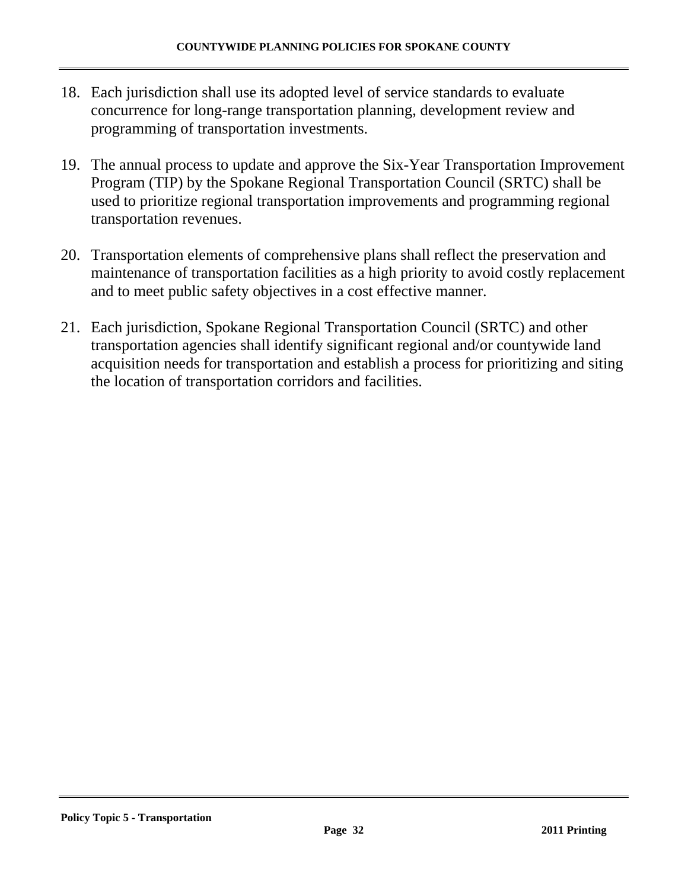18. Each jurisdiction shall use its adopted level of service standards to evaluate concurrence for long-range transportation planning, development review and programming of transportation investments.

19. The annual process to update and approve the Six-Year Transportation Improvement Program (TIP) by the Spokane Regional Transportation Council (SRTC) shall be used to prioritize regional transportation improvements and programming regional transportation revenues.

20. Transportation elements of comprehensive plans shall reflect the preservation and maintenance of transportation facilities as a high priority to avoid costly replacement and to meet public safety objectives in a cost effective manner.

21. Each jurisdiction, Spokane Regional Transportation Council (SRTC) and other transportation agencies shall identify significant regional and/or countywide land acquisition needs for transportation and establish a process for prioritizing and siting the location of transportation corridors and facilities.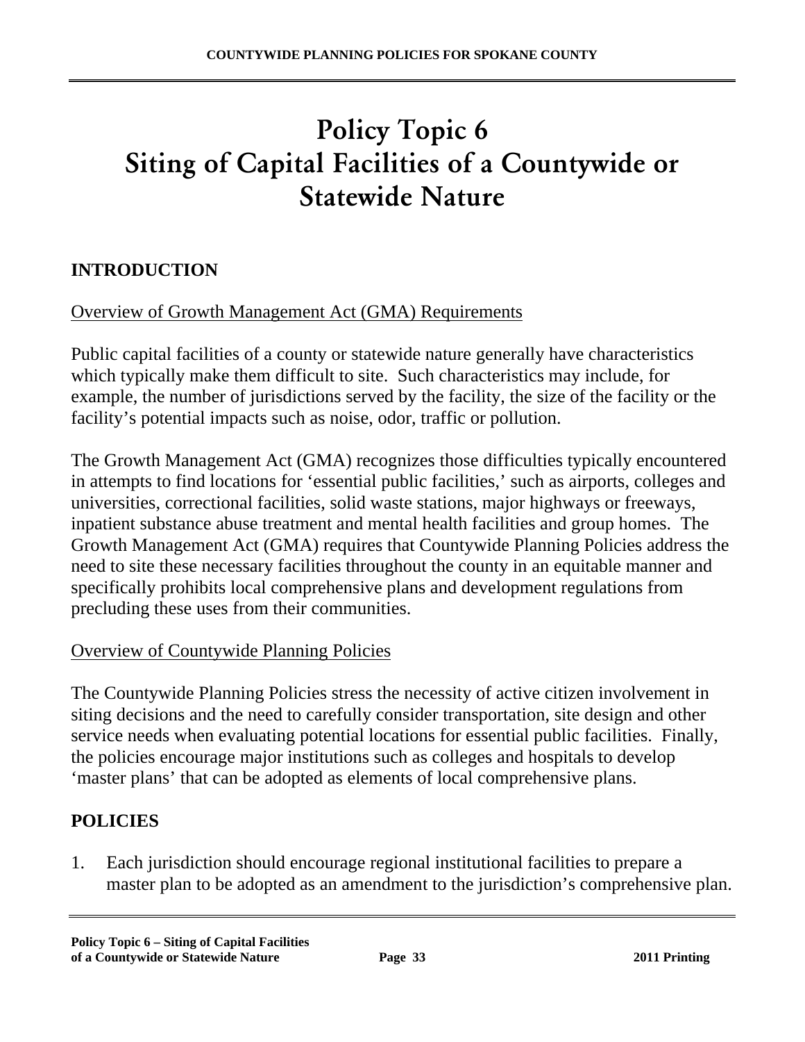# Policy Topic 6
# Siting of Capital Facilities of a Countywide or Statewide Nature

## INTRODUCTION

Overview of Growth Management Act (GMA) Requirements

Public capital facilities of a county or statewide nature generally have characteristics which typically make them difficult to site. Such characteristics may include, for example, the number of jurisdictions served by the facility, the size of the facility or the facility's potential impacts such as noise, odor, traffic or pollution.

The Growth Management Act (GMA) recognizes those difficulties typically encountered in attempts to find locations for 'essential public facilities,' such as airports, colleges and universities, correctional facilities, solid waste stations, major highways or freeways, inpatient substance abuse treatment and mental health facilities and group homes. The Growth Management Act (GMA) requires that Countywide Planning Policies address the need to site these necessary facilities throughout the county in an equitable manner and specifically prohibits local comprehensive plans and development regulations from precluding these uses from their communities.

Overview of Countywide Planning Policies

The Countywide Planning Policies stress the necessity of active citizen involvement in siting decisions and the need to carefully consider transportation, site design and other service needs when evaluating potential locations for essential public facilities. Finally, the policies encourage major institutions such as colleges and hospitals to develop 'master plans' that can be adopted as elements of local comprehensive plans.

## POLICIES

1. Each jurisdiction should encourage regional institutional facilities to prepare a master plan to be adopted as an amendment to the jurisdiction's comprehensive plan.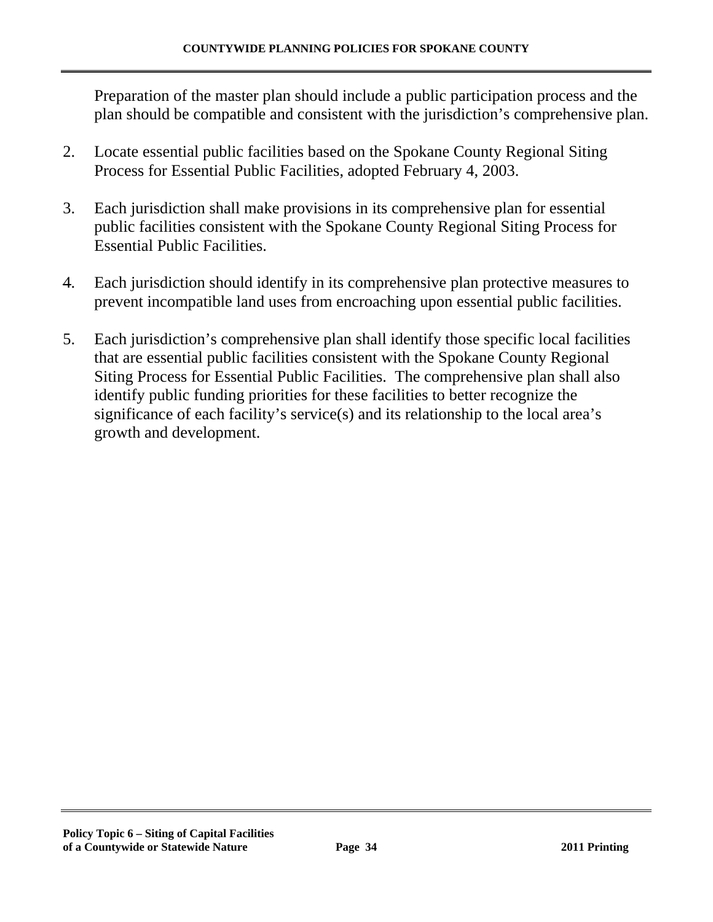Preparation of the master plan should include a public participation process and the plan should be compatible and consistent with the jurisdiction's comprehensive plan.

2. Locate essential public facilities based on the Spokane County Regional Siting Process for Essential Public Facilities, adopted February 4, 2003.

3. Each jurisdiction shall make provisions in its comprehensive plan for essential public facilities consistent with the Spokane County Regional Siting Process for Essential Public Facilities.

4. Each jurisdiction should identify in its comprehensive plan protective measures to prevent incompatible land uses from encroaching upon essential public facilities.

5. Each jurisdiction's comprehensive plan shall identify those specific local facilities that are essential public facilities consistent with the Spokane County Regional Siting Process for Essential Public Facilities. The comprehensive plan shall also identify public funding priorities for these facilities to better recognize the significance of each facility's service(s) and its relationship to the local area's growth and development.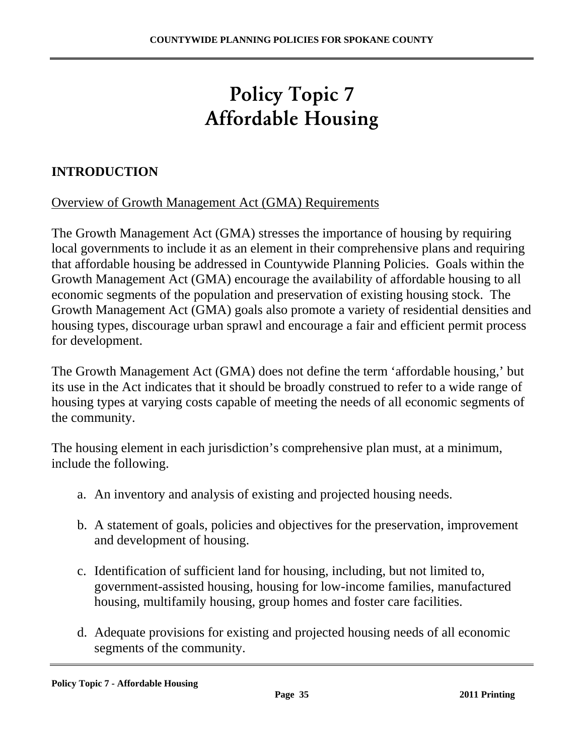# Policy Topic 7
# Affordable Housing

## INTRODUCTION

Overview of Growth Management Act (GMA) Requirements

The Growth Management Act (GMA) stresses the importance of housing by requiring local governments to include it as an element in their comprehensive plans and requiring that affordable housing be addressed in Countywide Planning Policies. Goals within the Growth Management Act (GMA) encourage the availability of affordable housing to all economic segments of the population and preservation of existing housing stock. The Growth Management Act (GMA) goals also promote a variety of residential densities and housing types, discourage urban sprawl and encourage a fair and efficient permit process for development.

The Growth Management Act (GMA) does not define the term 'affordable housing,' but its use in the Act indicates that it should be broadly construed to refer to a wide range of housing types at varying costs capable of meeting the needs of all economic segments of the community.

The housing element in each jurisdiction's comprehensive plan must, at a minimum, include the following.

a. An inventory and analysis of existing and projected housing needs.

b. A statement of goals, policies and objectives for the preservation, improvement and development of housing.

c. Identification of sufficient land for housing, including, but not limited to, government-assisted housing, housing for low-income families, manufactured housing, multifamily housing, group homes and foster care facilities.

d. Adequate provisions for existing and projected housing needs of all economic segments of the community.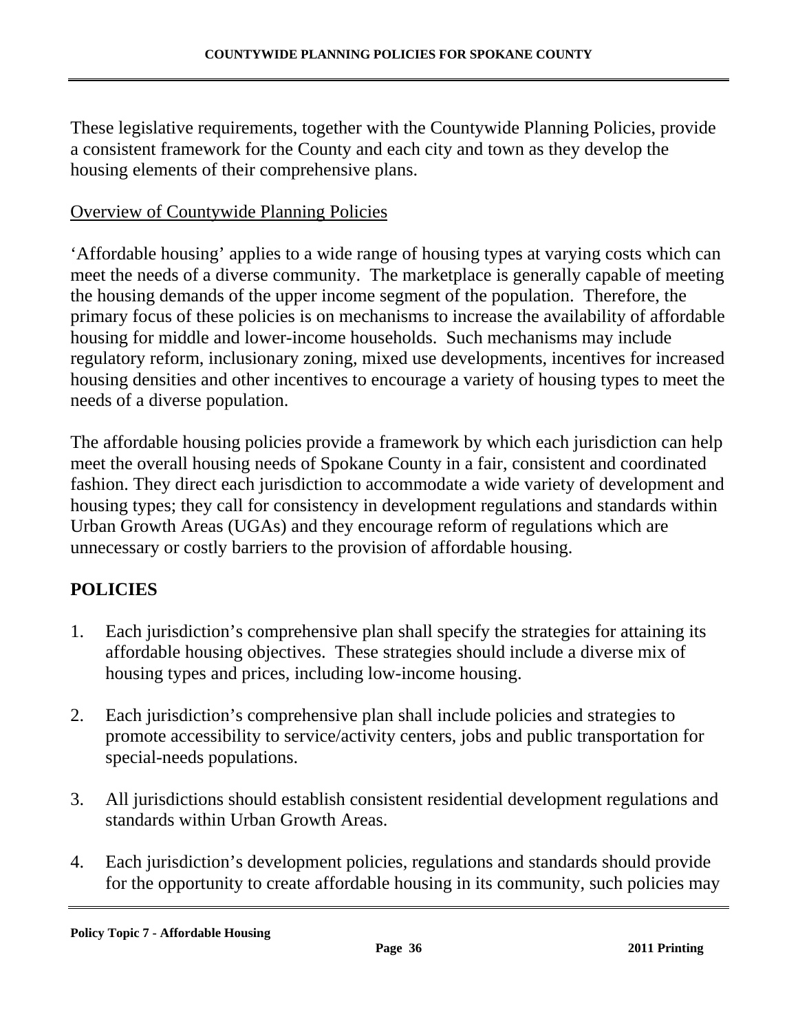These legislative requirements, together with the Countywide Planning Policies, provide a consistent framework for the County and each city and town as they develop the housing elements of their comprehensive plans.

Overview of Countywide Planning Policies

'Affordable housing' applies to a wide range of housing types at varying costs which can meet the needs of a diverse community. The marketplace is generally capable of meeting the housing demands of the upper income segment of the population. Therefore, the primary focus of these policies is on mechanisms to increase the availability of affordable housing for middle and lower-income households. Such mechanisms may include regulatory reform, inclusionary zoning, mixed use developments, incentives for increased housing densities and other incentives to encourage a variety of housing types to meet the needs of a diverse population.

The affordable housing policies provide a framework by which each jurisdiction can help meet the overall housing needs of Spokane County in a fair, consistent and coordinated fashion. They direct each jurisdiction to accommodate a wide variety of development and housing types; they call for consistency in development regulations and standards within Urban Growth Areas (UGAs) and they encourage reform of regulations which are unnecessary or costly barriers to the provision of affordable housing.

## POLICIES

1. Each jurisdiction's comprehensive plan shall specify the strategies for attaining its affordable housing objectives. These strategies should include a diverse mix of housing types and prices, including low-income housing.

2. Each jurisdiction's comprehensive plan shall include policies and strategies to promote accessibility to service/activity centers, jobs and public transportation for special-needs populations.

3. All jurisdictions should establish consistent residential development regulations and standards within Urban Growth Areas.

4. Each jurisdiction's development policies, regulations and standards should provide for the opportunity to create affordable housing in its community, such policies may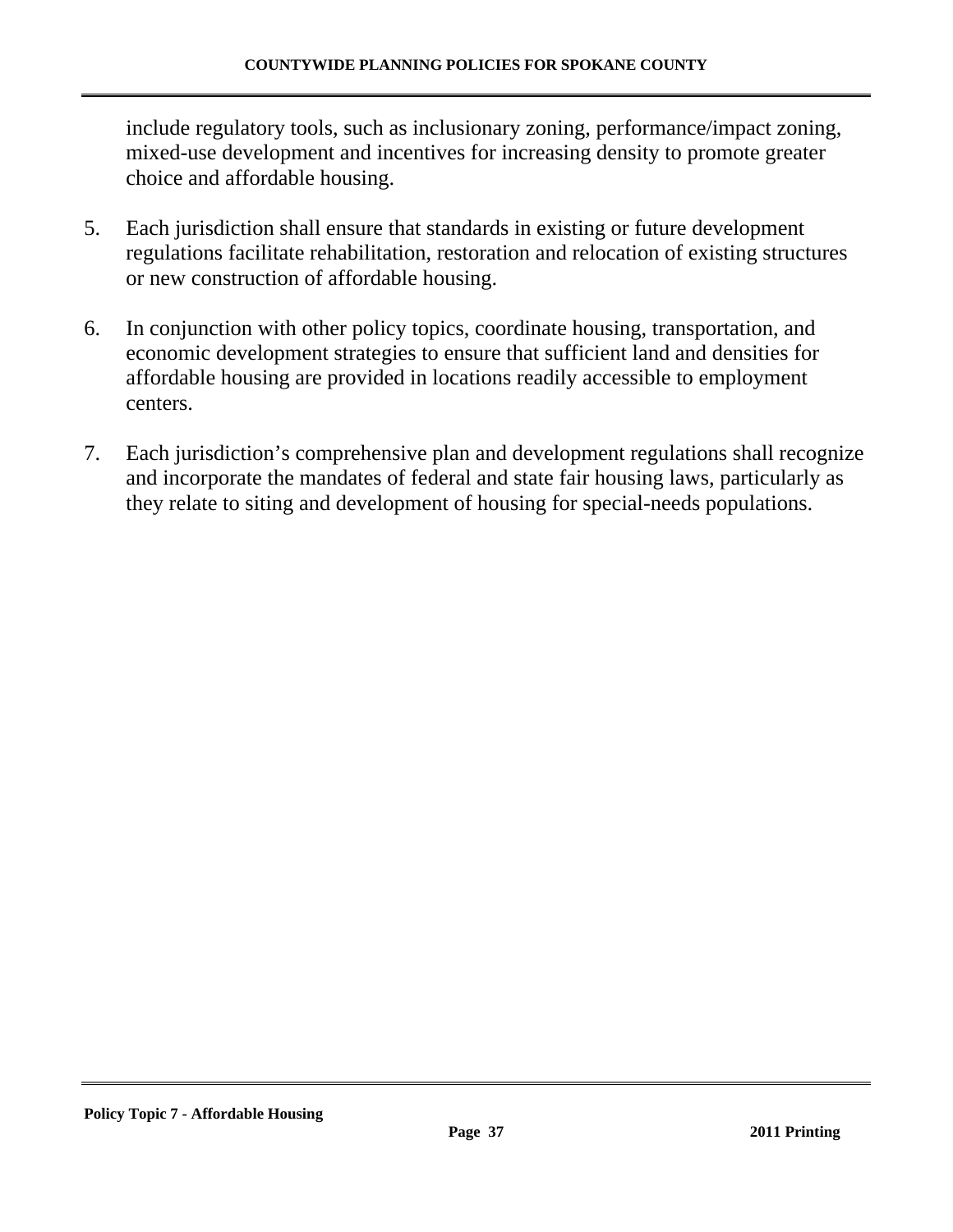include regulatory tools, such as inclusionary zoning, performance/impact zoning, mixed-use development and incentives for increasing density to promote greater choice and affordable housing.

5. Each jurisdiction shall ensure that standards in existing or future development regulations facilitate rehabilitation, restoration and relocation of existing structures or new construction of affordable housing.

6. In conjunction with other policy topics, coordinate housing, transportation, and economic development strategies to ensure that sufficient land and densities for affordable housing are provided in locations readily accessible to employment centers.

7. Each jurisdiction's comprehensive plan and development regulations shall recognize and incorporate the mandates of federal and state fair housing laws, particularly as they relate to siting and development of housing for special-needs populations.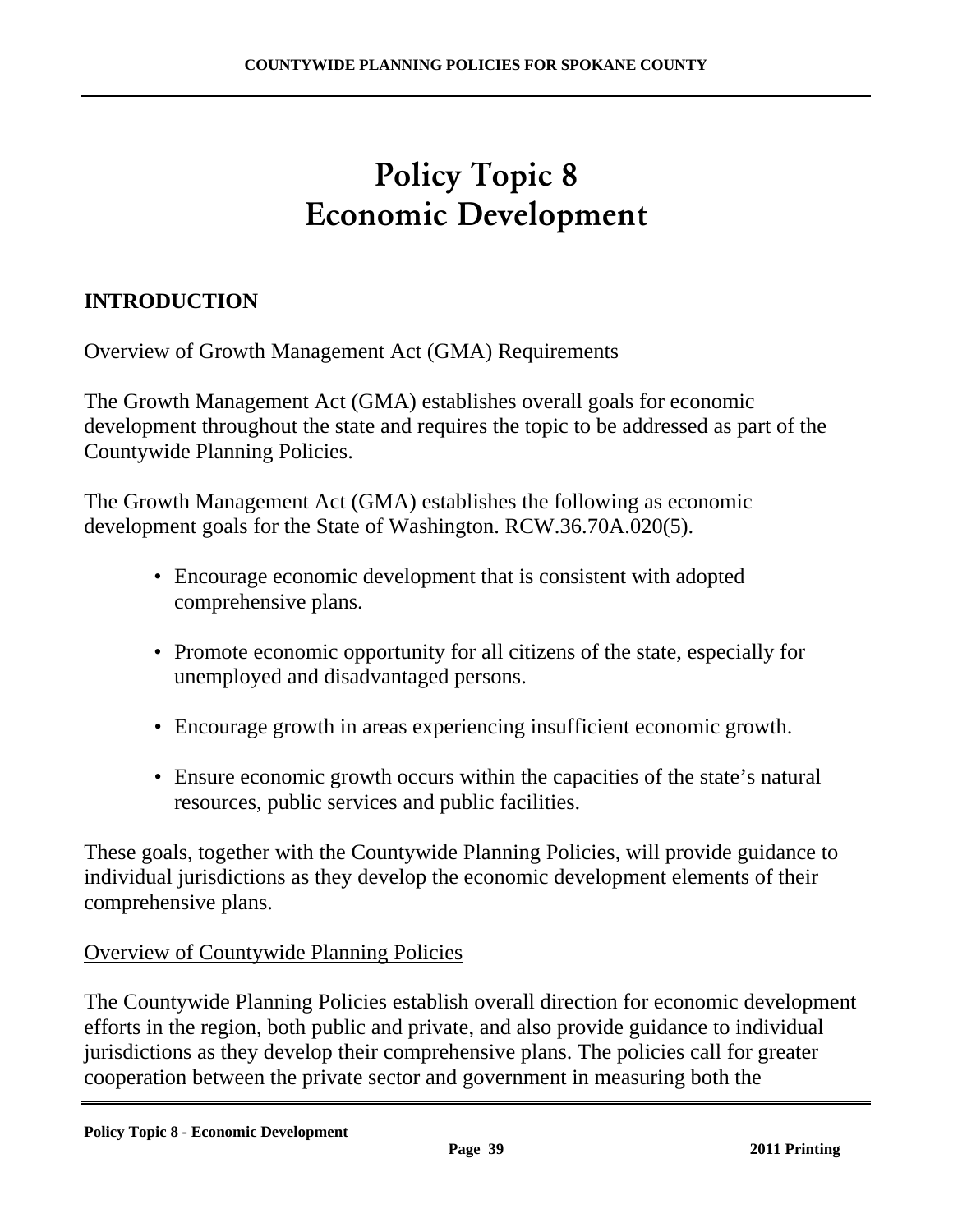# Policy Topic 8
# Economic Development

## INTRODUCTION

Overview of Growth Management Act (GMA) Requirements

The Growth Management Act (GMA) establishes overall goals for economic development throughout the state and requires the topic to be addressed as part of the Countywide Planning Policies.

The Growth Management Act (GMA) establishes the following as economic development goals for the State of Washington. RCW.36.70A.020(5).

- Encourage economic development that is consistent with adopted comprehensive plans.
- Promote economic opportunity for all citizens of the state, especially for unemployed and disadvantaged persons.
- Encourage growth in areas experiencing insufficient economic growth.
- Ensure economic growth occurs within the capacities of the state's natural resources, public services and public facilities.

These goals, together with the Countywide Planning Policies, will provide guidance to individual jurisdictions as they develop the economic development elements of their comprehensive plans.

Overview of Countywide Planning Policies

The Countywide Planning Policies establish overall direction for economic development efforts in the region, both public and private, and also provide guidance to individual jurisdictions as they develop their comprehensive plans. The policies call for greater cooperation between the private sector and government in measuring both the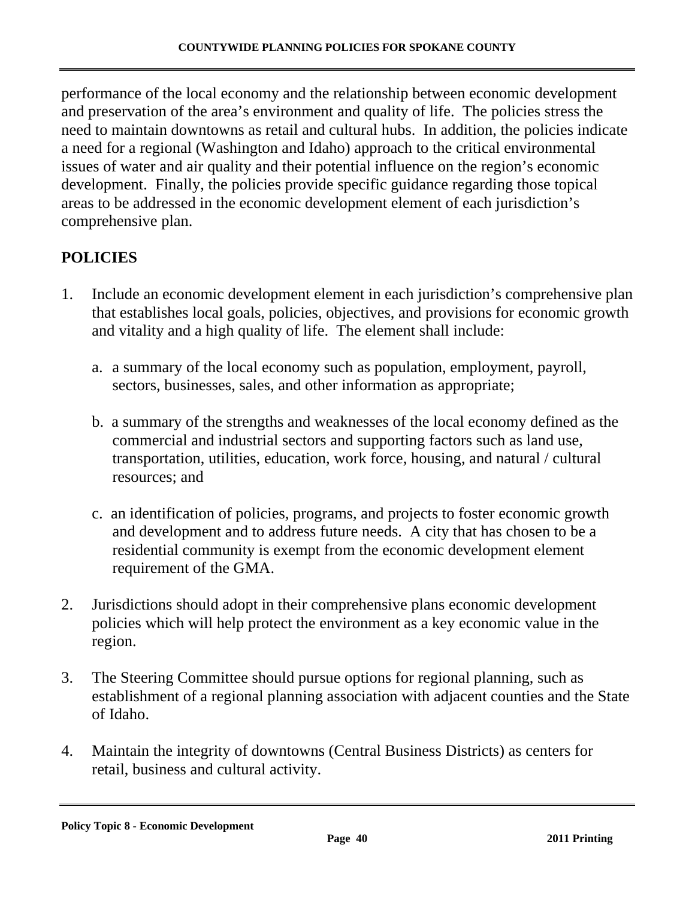performance of the local economy and the relationship between economic development and preservation of the area's environment and quality of life. The policies stress the need to maintain downtowns as retail and cultural hubs. In addition, the policies indicate a need for a regional (Washington and Idaho) approach to the critical environmental issues of water and air quality and their potential influence on the region's economic development. Finally, the policies provide specific guidance regarding those topical areas to be addressed in the economic development element of each jurisdiction's comprehensive plan.

## POLICIES

1. Include an economic development element in each jurisdiction's comprehensive plan that establishes local goals, policies, objectives, and provisions for economic growth and vitality and a high quality of life. The element shall include:

   a. a summary of the local economy such as population, employment, payroll, sectors, businesses, sales, and other information as appropriate;

   b. a summary of the strengths and weaknesses of the local economy defined as the commercial and industrial sectors and supporting factors such as land use, transportation, utilities, education, work force, housing, and natural / cultural resources; and

   c. an identification of policies, programs, and projects to foster economic growth and development and to address future needs. A city that has chosen to be a residential community is exempt from the economic development element requirement of the GMA.

2. Jurisdictions should adopt in their comprehensive plans economic development policies which will help protect the environment as a key economic value in the region.

3. The Steering Committee should pursue options for regional planning, such as establishment of a regional planning association with adjacent counties and the State of Idaho.

4. Maintain the integrity of downtowns (Central Business Districts) as centers for retail, business and cultural activity.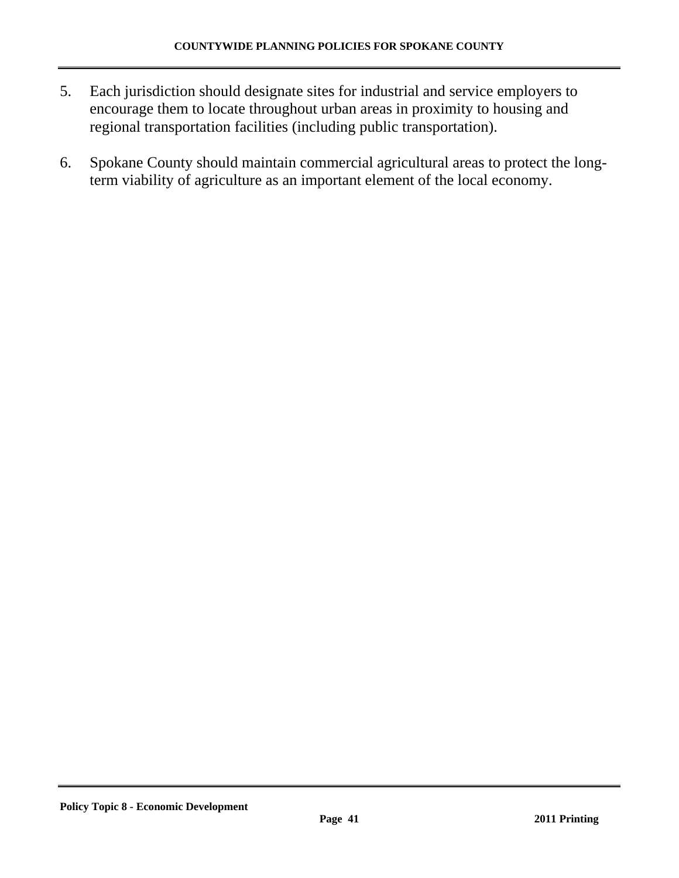5. Each jurisdiction should designate sites for industrial and service employers to encourage them to locate throughout urban areas in proximity to housing and regional transportation facilities (including public transportation).

6. Spokane County should maintain commercial agricultural areas to protect the long-term viability of agriculture as an important element of the local economy.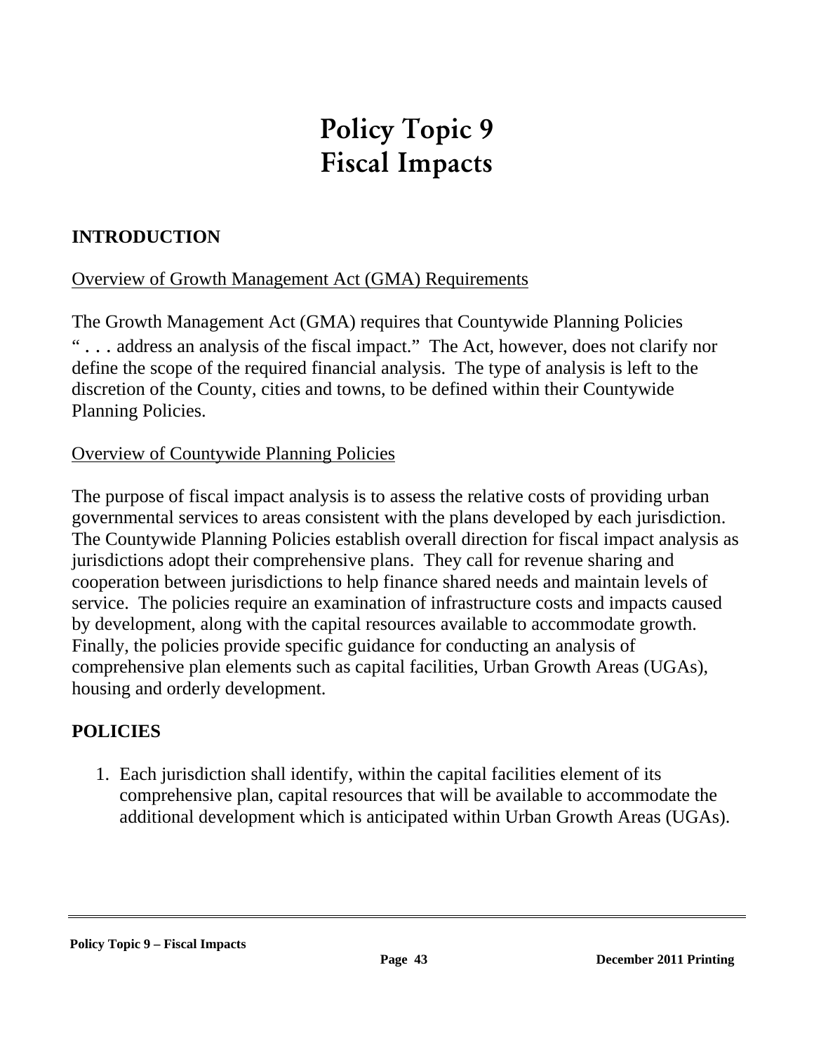# Policy Topic 9
# Fiscal Impacts

## INTRODUCTION

Overview of Growth Management Act (GMA) Requirements

The Growth Management Act (GMA) requires that Countywide Planning Policies " . . . address an analysis of the fiscal impact." The Act, however, does not clarify nor define the scope of the required financial analysis. The type of analysis is left to the discretion of the County, cities and towns, to be defined within their Countywide Planning Policies.

Overview of Countywide Planning Policies

The purpose of fiscal impact analysis is to assess the relative costs of providing urban governmental services to areas consistent with the plans developed by each jurisdiction. The Countywide Planning Policies establish overall direction for fiscal impact analysis as jurisdictions adopt their comprehensive plans. They call for revenue sharing and cooperation between jurisdictions to help finance shared needs and maintain levels of service. The policies require an examination of infrastructure costs and impacts caused by development, along with the capital resources available to accommodate growth. Finally, the policies provide specific guidance for conducting an analysis of comprehensive plan elements such as capital facilities, Urban Growth Areas (UGAs), housing and orderly development.

## POLICIES

1. Each jurisdiction shall identify, within the capital facilities element of its comprehensive plan, capital resources that will be available to accommodate the additional development which is anticipated within Urban Growth Areas (UGAs).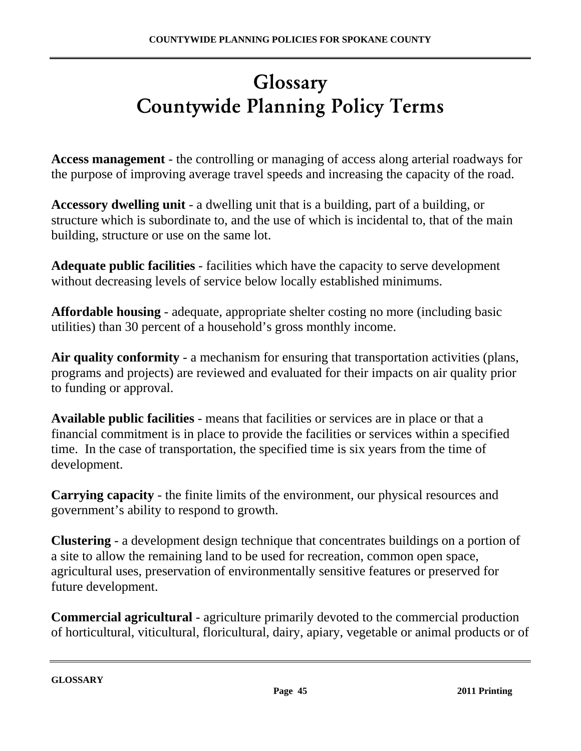# Glossary
# Countywide Planning Policy Terms

**Access management** - the controlling or managing of access along arterial roadways for the purpose of improving average travel speeds and increasing the capacity of the road.

**Accessory dwelling unit** - a dwelling unit that is a building, part of a building, or structure which is subordinate to, and the use of which is incidental to, that of the main building, structure or use on the same lot.

**Adequate public facilities** - facilities which have the capacity to serve development without decreasing levels of service below locally established minimums.

**Affordable housing** - adequate, appropriate shelter costing no more (including basic utilities) than 30 percent of a household's gross monthly income.

**Air quality conformity** - a mechanism for ensuring that transportation activities (plans, programs and projects) are reviewed and evaluated for their impacts on air quality prior to funding or approval.

**Available public facilities** - means that facilities or services are in place or that a financial commitment is in place to provide the facilities or services within a specified time. In the case of transportation, the specified time is six years from the time of development.

**Carrying capacity** - the finite limits of the environment, our physical resources and government's ability to respond to growth.

**Clustering** - a development design technique that concentrates buildings on a portion of a site to allow the remaining land to be used for recreation, common open space, agricultural uses, preservation of environmentally sensitive features or preserved for future development.

**Commercial agricultural** - agriculture primarily devoted to the commercial production of horticultural, viticultural, floricultural, dairy, apiary, vegetable or animal products or of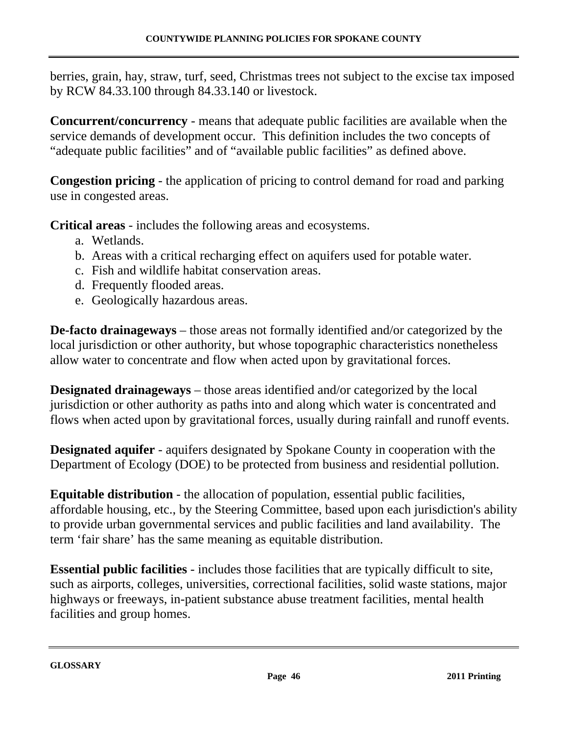berries, grain, hay, straw, turf, seed, Christmas trees not subject to the excise tax imposed by RCW 84.33.100 through 84.33.140 or livestock.

**Concurrent/concurrency** - means that adequate public facilities are available when the service demands of development occur. This definition includes the two concepts of "adequate public facilities" and of "available public facilities" as defined above.

**Congestion pricing** - the application of pricing to control demand for road and parking use in congested areas.

**Critical areas** - includes the following areas and ecosystems.

a. Wetlands.
b. Areas with a critical recharging effect on aquifers used for potable water.
c. Fish and wildlife habitat conservation areas.
d. Frequently flooded areas.
e. Geologically hazardous areas.

**De-facto drainageways** – those areas not formally identified and/or categorized by the local jurisdiction or other authority, but whose topographic characteristics nonetheless allow water to concentrate and flow when acted upon by gravitational forces.

**Designated drainageways** – those areas identified and/or categorized by the local jurisdiction or other authority as paths into and along which water is concentrated and flows when acted upon by gravitational forces, usually during rainfall and runoff events.

**Designated aquifer** - aquifers designated by Spokane County in cooperation with the Department of Ecology (DOE) to be protected from business and residential pollution.

**Equitable distribution** - the allocation of population, essential public facilities, affordable housing, etc., by the Steering Committee, based upon each jurisdiction's ability to provide urban governmental services and public facilities and land availability. The term 'fair share' has the same meaning as equitable distribution.

**Essential public facilities** - includes those facilities that are typically difficult to site, such as airports, colleges, universities, correctional facilities, solid waste stations, major highways or freeways, in-patient substance abuse treatment facilities, mental health facilities and group homes.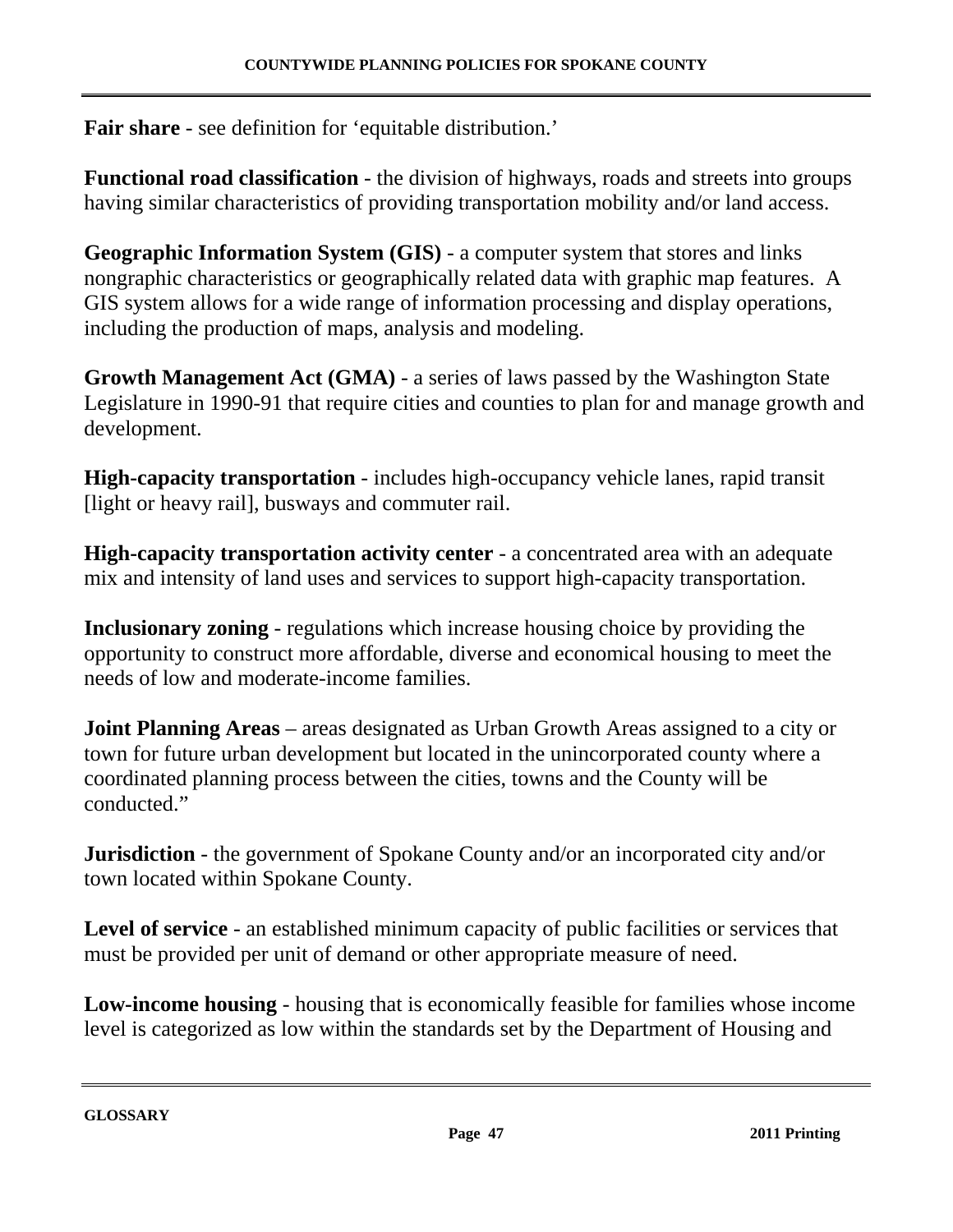**Fair share** - see definition for 'equitable distribution.'

**Functional road classification** - the division of highways, roads and streets into groups having similar characteristics of providing transportation mobility and/or land access.

**Geographic Information System (GIS)** - a computer system that stores and links nongraphic characteristics or geographically related data with graphic map features. A GIS system allows for a wide range of information processing and display operations, including the production of maps, analysis and modeling.

**Growth Management Act (GMA)** - a series of laws passed by the Washington State Legislature in 1990-91 that require cities and counties to plan for and manage growth and development.

**High-capacity transportation** - includes high-occupancy vehicle lanes, rapid transit [light or heavy rail], busways and commuter rail.

**High-capacity transportation activity center** - a concentrated area with an adequate mix and intensity of land uses and services to support high-capacity transportation.

**Inclusionary zoning** - regulations which increase housing choice by providing the opportunity to construct more affordable, diverse and economical housing to meet the needs of low and moderate-income families.

**Joint Planning Areas** – areas designated as Urban Growth Areas assigned to a city or town for future urban development but located in the unincorporated county where a coordinated planning process between the cities, towns and the County will be conducted."

**Jurisdiction** - the government of Spokane County and/or an incorporated city and/or town located within Spokane County.

**Level of service** - an established minimum capacity of public facilities or services that must be provided per unit of demand or other appropriate measure of need.

**Low-income housing** - housing that is economically feasible for families whose income level is categorized as low within the standards set by the Department of Housing and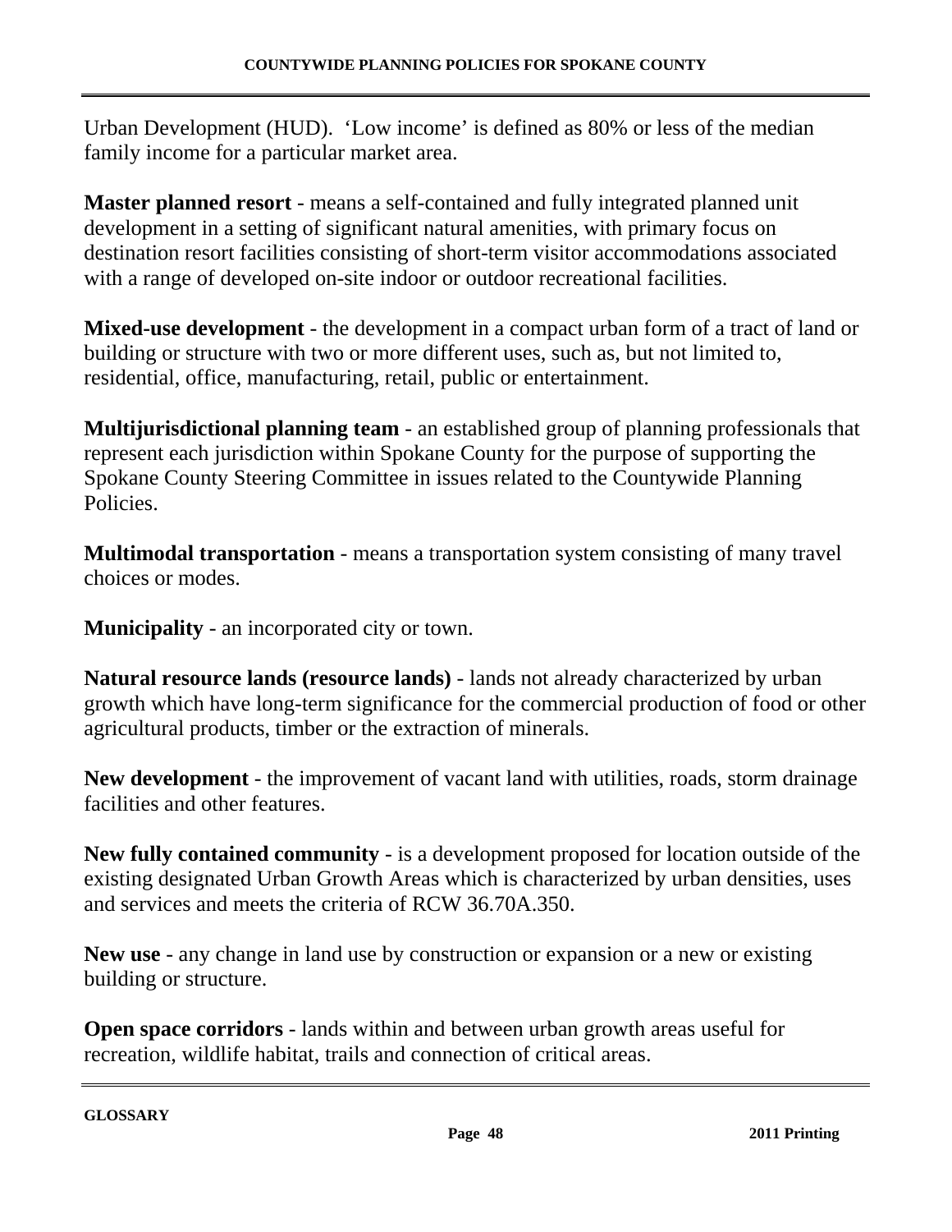Urban Development (HUD). ‘Low income’ is defined as 80% or less of the median family income for a particular market area.

**Master planned resort** - means a self-contained and fully integrated planned unit development in a setting of significant natural amenities, with primary focus on destination resort facilities consisting of short-term visitor accommodations associated with a range of developed on-site indoor or outdoor recreational facilities.

**Mixed-use development** - the development in a compact urban form of a tract of land or building or structure with two or more different uses, such as, but not limited to, residential, office, manufacturing, retail, public or entertainment.

**Multijurisdictional planning team** - an established group of planning professionals that represent each jurisdiction within Spokane County for the purpose of supporting the Spokane County Steering Committee in issues related to the Countywide Planning Policies.

**Multimodal transportation** - means a transportation system consisting of many travel choices or modes.

**Municipality** - an incorporated city or town.

**Natural resource lands (resource lands)** - lands not already characterized by urban growth which have long-term significance for the commercial production of food or other agricultural products, timber or the extraction of minerals.

**New development** - the improvement of vacant land with utilities, roads, storm drainage facilities and other features.

**New fully contained community** - is a development proposed for location outside of the existing designated Urban Growth Areas which is characterized by urban densities, uses and services and meets the criteria of RCW 36.70A.350.

**New use** - any change in land use by construction or expansion or a new or existing building or structure.

**Open space corridors** - lands within and between urban growth areas useful for recreation, wildlife habitat, trails and connection of critical areas.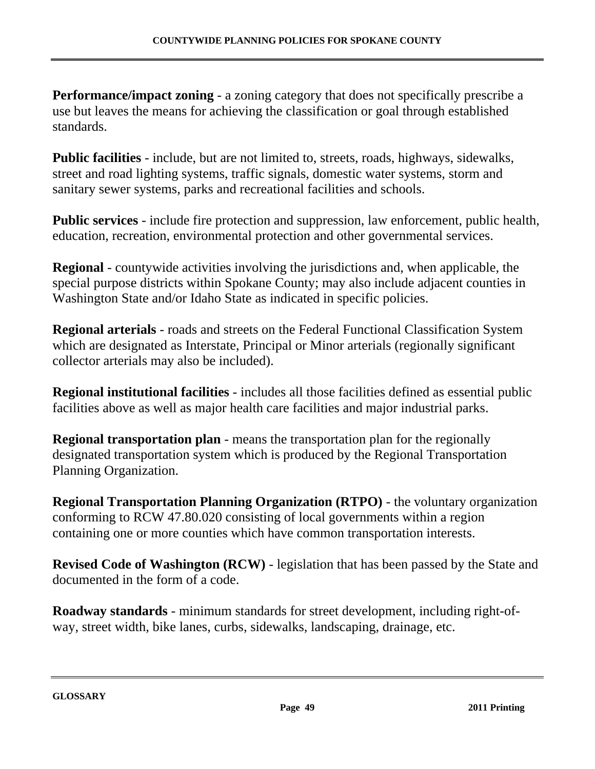**Performance/impact zoning** - a zoning category that does not specifically prescribe a use but leaves the means for achieving the classification or goal through established standards.

**Public facilities** - include, but are not limited to, streets, roads, highways, sidewalks, street and road lighting systems, traffic signals, domestic water systems, storm and sanitary sewer systems, parks and recreational facilities and schools.

**Public services** - include fire protection and suppression, law enforcement, public health, education, recreation, environmental protection and other governmental services.

**Regional** - countywide activities involving the jurisdictions and, when applicable, the special purpose districts within Spokane County; may also include adjacent counties in Washington State and/or Idaho State as indicated in specific policies.

**Regional arterials** - roads and streets on the Federal Functional Classification System which are designated as Interstate, Principal or Minor arterials (regionally significant collector arterials may also be included).

**Regional institutional facilities** - includes all those facilities defined as essential public facilities above as well as major health care facilities and major industrial parks.

**Regional transportation plan** - means the transportation plan for the regionally designated transportation system which is produced by the Regional Transportation Planning Organization.

**Regional Transportation Planning Organization (RTPO)** - the voluntary organization conforming to RCW 47.80.020 consisting of local governments within a region containing one or more counties which have common transportation interests.

**Revised Code of Washington (RCW)** - legislation that has been passed by the State and documented in the form of a code.

**Roadway standards** - minimum standards for street development, including right-of-way, street width, bike lanes, curbs, sidewalks, landscaping, drainage, etc.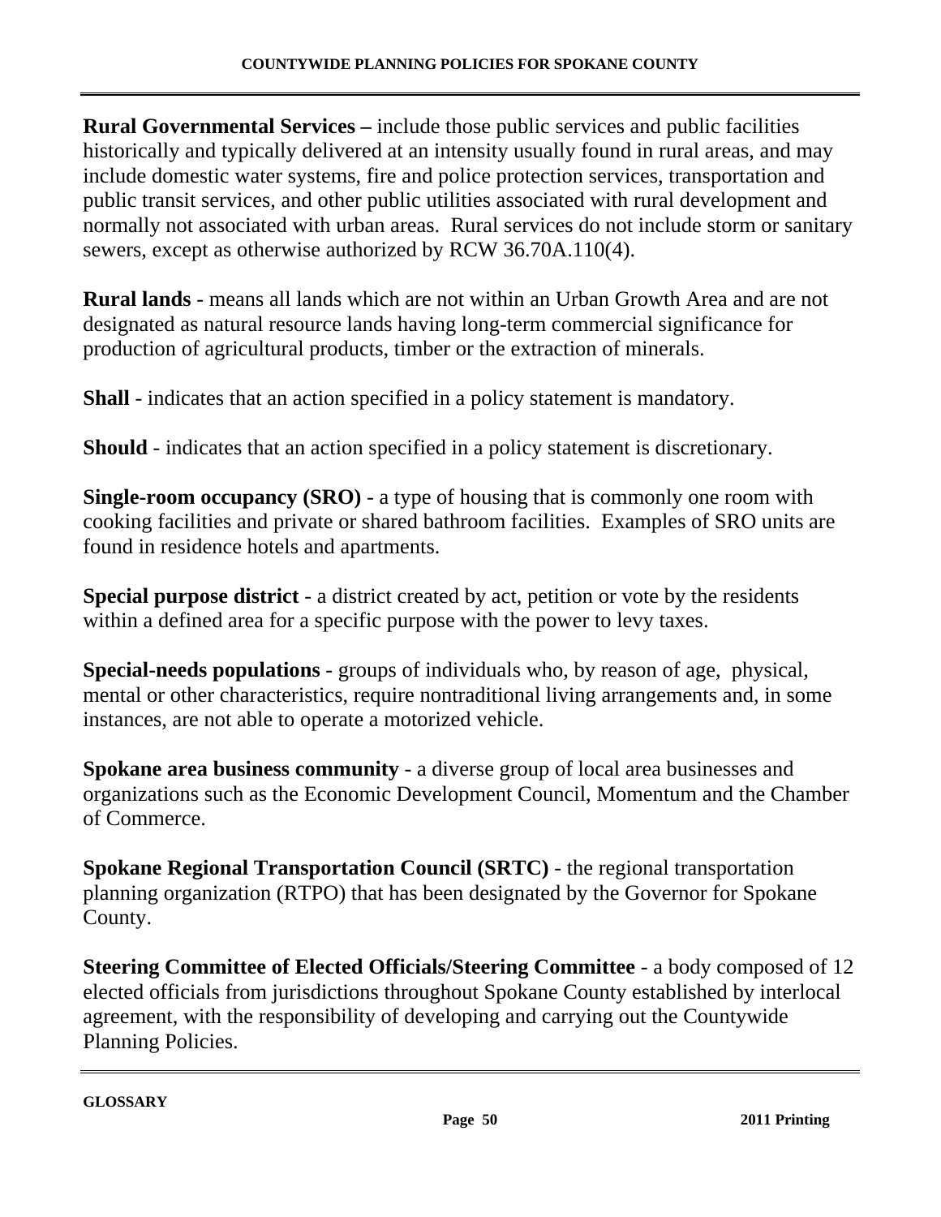**Rural Governmental Services –** include those public services and public facilities historically and typically delivered at an intensity usually found in rural areas, and may include domestic water systems, fire and police protection services, transportation and public transit services, and other public utilities associated with rural development and normally not associated with urban areas. Rural services do not include storm or sanitary sewers, except as otherwise authorized by RCW 36.70A.110(4).

**Rural lands** - means all lands which are not within an Urban Growth Area and are not designated as natural resource lands having long-term commercial significance for production of agricultural products, timber or the extraction of minerals.

**Shall** - indicates that an action specified in a policy statement is mandatory.

**Should** - indicates that an action specified in a policy statement is discretionary.

**Single-room occupancy (SRO)** - a type of housing that is commonly one room with cooking facilities and private or shared bathroom facilities. Examples of SRO units are found in residence hotels and apartments.

**Special purpose district** - a district created by act, petition or vote by the residents within a defined area for a specific purpose with the power to levy taxes.

**Special-needs populations** - groups of individuals who, by reason of age, physical, mental or other characteristics, require nontraditional living arrangements and, in some instances, are not able to operate a motorized vehicle.

**Spokane area business community** - a diverse group of local area businesses and organizations such as the Economic Development Council, Momentum and the Chamber of Commerce.

**Spokane Regional Transportation Council (SRTC)** - the regional transportation planning organization (RTPO) that has been designated by the Governor for Spokane County.

**Steering Committee of Elected Officials/Steering Committee** - a body composed of 12 elected officials from jurisdictions throughout Spokane County established by interlocal agreement, with the responsibility of developing and carrying out the Countywide Planning Policies.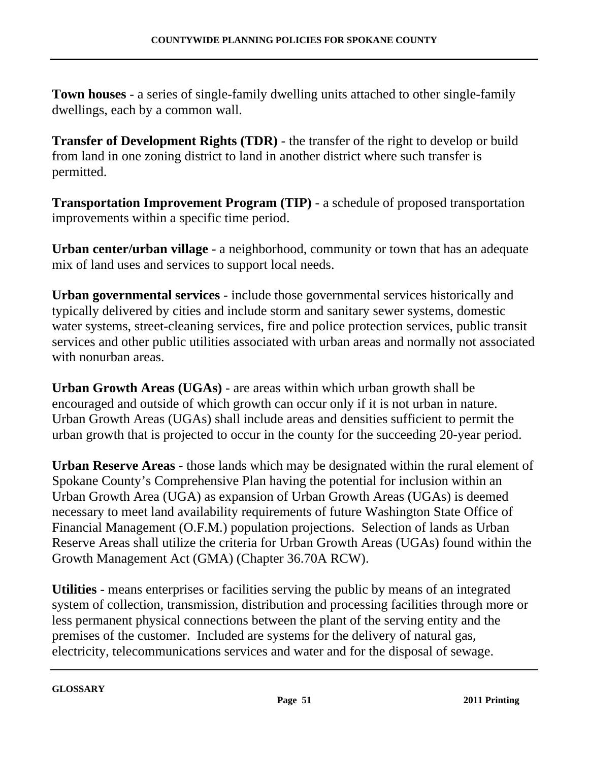**Town houses** - a series of single-family dwelling units attached to other single-family dwellings, each by a common wall.

**Transfer of Development Rights (TDR)** - the transfer of the right to develop or build from land in one zoning district to land in another district where such transfer is permitted.

**Transportation Improvement Program (TIP)** - a schedule of proposed transportation improvements within a specific time period.

**Urban center/urban village** - a neighborhood, community or town that has an adequate mix of land uses and services to support local needs.

**Urban governmental services** - include those governmental services historically and typically delivered by cities and include storm and sanitary sewer systems, domestic water systems, street-cleaning services, fire and police protection services, public transit services and other public utilities associated with urban areas and normally not associated with nonurban areas.

**Urban Growth Areas (UGAs)** - are areas within which urban growth shall be encouraged and outside of which growth can occur only if it is not urban in nature. Urban Growth Areas (UGAs) shall include areas and densities sufficient to permit the urban growth that is projected to occur in the county for the succeeding 20-year period.

**Urban Reserve Areas** - those lands which may be designated within the rural element of Spokane County's Comprehensive Plan having the potential for inclusion within an Urban Growth Area (UGA) as expansion of Urban Growth Areas (UGAs) is deemed necessary to meet land availability requirements of future Washington State Office of Financial Management (O.F.M.) population projections. Selection of lands as Urban Reserve Areas shall utilize the criteria for Urban Growth Areas (UGAs) found within the Growth Management Act (GMA) (Chapter 36.70A RCW).

**Utilities** - means enterprises or facilities serving the public by means of an integrated system of collection, transmission, distribution and processing facilities through more or less permanent physical connections between the plant of the serving entity and the premises of the customer. Included are systems for the delivery of natural gas, electricity, telecommunications services and water and for the disposal of sewage.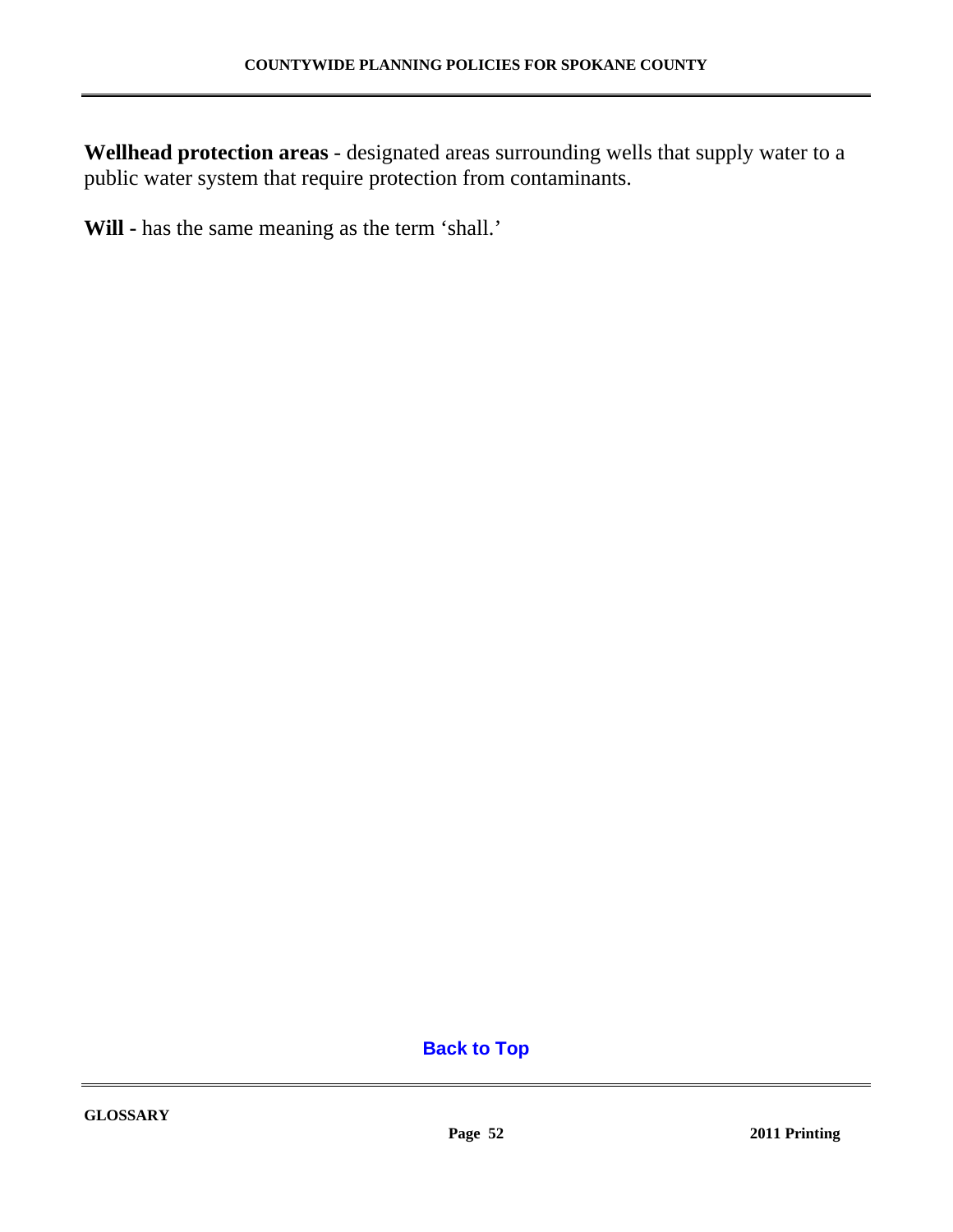**Wellhead protection areas** - designated areas surrounding wells that supply water to a public water system that require protection from contaminants.

**Will -** has the same meaning as the term 'shall.'

**Back to Top**